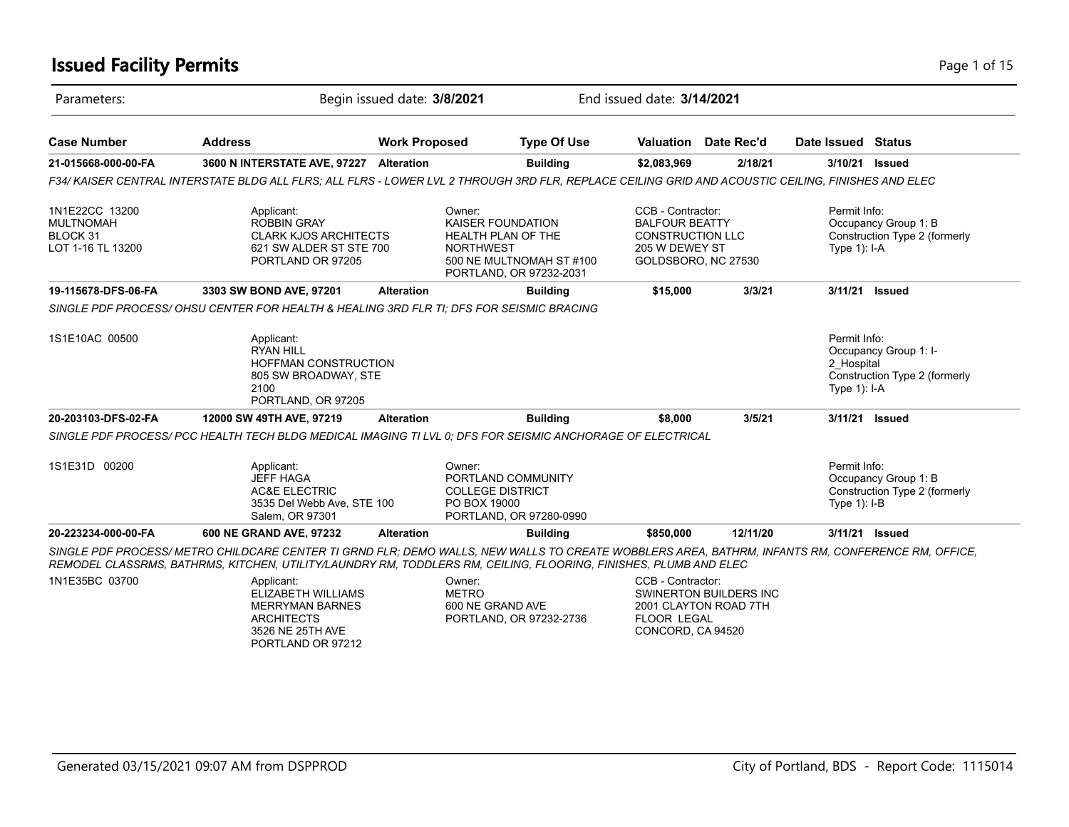# Issued Facility Permits

Parameters: Begin issued date: **3/8/2021** End issued date: **3/14/2021**

| Case Number | Address | Work Proposed | Type Of Use | Valuation | Date Rec'd | Date Issued | Status |
|---|---|---|---|---|---|---|---|
| **21-015668-000-00-FA** | **3600 N INTERSTATE AVE, 97227** | **Alteration** | **Building** | **$2,083,969** | **2/18/21** | **3/10/21** | **Issued** |

*F34/ KAISER CENTRAL INTERSTATE BLDG ALL FLRS; ALL FLRS - LOWER LVL 2 THROUGH 3RD FLR, REPLACE CEILING GRID AND ACOUSTIC CEILING, FINISHES AND ELEC*

1N1E22CC 13200
MULTNOMAH
BLOCK 31
LOT 1-16 TL 13200

Applicant:
ROBBIN GRAY
CLARK KJOS ARCHITECTS
621 SW ALDER ST STE 700
PORTLAND OR 97205

Owner:
KAISER FOUNDATION
HEALTH PLAN OF THE
NORTHWEST
500 NE MULTNOMAH ST #100
PORTLAND, OR 97232-2031

CCB - Contractor:
BALFOUR BEATTY
CONSTRUCTION LLC
205 W DEWEY ST
GOLDSBORO, NC 27530

Permit Info:
Occupancy Group 1: B
Construction Type 2 (formerly Type 1): I-A

| Case Number | Address | Work Proposed | Type Of Use | Valuation | Date Rec'd | Date Issued | Status |
|---|---|---|---|---|---|---|---|
| **19-115678-DFS-06-FA** | **3303 SW BOND AVE, 97201** | **Alteration** | **Building** | **$15,000** | **3/3/21** | **3/11/21** | **Issued** |

*SINGLE PDF PROCESS/ OHSU CENTER FOR HEALTH & HEALING 3RD FLR TI; DFS FOR SEISMIC BRACING*

1S1E10AC 00500

Applicant:
RYAN HILL
HOFFMAN CONSTRUCTION
805 SW BROADWAY, STE 2100
PORTLAND, OR 97205

Permit Info:
Occupancy Group 1: I-2_Hospital
Construction Type 2 (formerly Type 1): I-A

| Case Number | Address | Work Proposed | Type Of Use | Valuation | Date Rec'd | Date Issued | Status |
|---|---|---|---|---|---|---|---|
| **20-203103-DFS-02-FA** | **12000 SW 49TH AVE, 97219** | **Alteration** | **Building** | **$8,000** | **3/5/21** | **3/11/21** | **Issued** |

*SINGLE PDF PROCESS/ PCC HEALTH TECH BLDG MEDICAL IMAGING TI LVL 0; DFS FOR SEISMIC ANCHORAGE OF ELECTRICAL*

1S1E31D 00200

Applicant:
JEFF HAGA
AC&E ELECTRIC
3535 Del Webb Ave, STE 100
Salem, OR 97301

Owner:
PORTLAND COMMUNITY
COLLEGE DISTRICT
PO BOX 19000
PORTLAND, OR 97280-0990

Permit Info:
Occupancy Group 1: B
Construction Type 2 (formerly Type 1): I-B

| Case Number | Address | Work Proposed | Type Of Use | Valuation | Date Rec'd | Date Issued | Status |
|---|---|---|---|---|---|---|---|
| **20-223234-000-00-FA** | **600 NE GRAND AVE, 97232** | **Alteration** | **Building** | **$850,000** | **12/11/20** | **3/11/21** | **Issued** |

*SINGLE PDF PROCESS/ METRO CHILDCARE CENTER TI GRND FLR; DEMO WALLS, NEW WALLS TO CREATE WOBBLERS AREA, BATHRM, INFANTS RM, CONFERENCE RM, OFFICE, REMODEL CLASSRMS, BATHRMS, KITCHEN, UTILITY/LAUNDRY RM, TODDLERS RM, CEILING, FLOORING, FINISHES, PLUMB AND ELEC*

1N1E35BC 03700

Applicant:
ELIZABETH WILLIAMS
MERRYMAN BARNES
ARCHITECTS
3526 NE 25TH AVE
PORTLAND OR 97212

Owner:
METRO
600 NE GRAND AVE
PORTLAND, OR 97232-2736

CCB - Contractor:
SWINERTON BUILDERS INC
2001 CLAYTON ROAD 7TH
FLOOR LEGAL
CONCORD, CA 94520

Generated 03/15/2021 09:07 AM from DSPPROD — City of Portland, BDS - Report Code: 1115014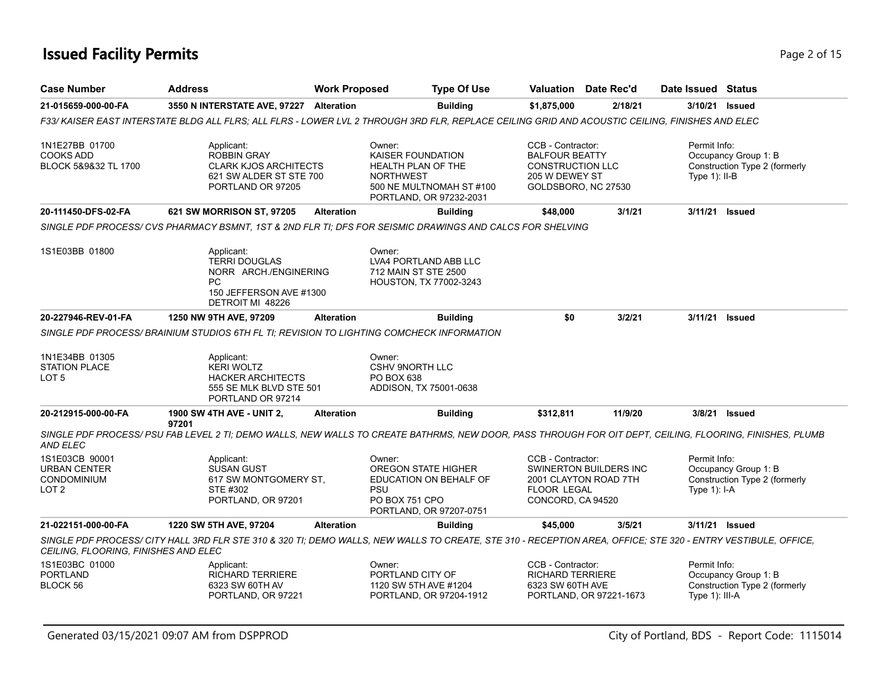# Issued Facility Permits

| Case Number | Address | Work Proposed | Type Of Use | Valuation | Date Rec'd | Date Issued | Status |
|---|---|---|---|---|---|---|---|
| 21-015659-000-00-FA | 3550 N INTERSTATE AVE, 97227 | Alteration | Building | $1,875,000 | 2/18/21 | 3/10/21 | Issued |

*F33/ KAISER EAST INTERSTATE BLDG ALL FLRS; ALL FLRS - LOWER LVL 2 THROUGH 3RD FLR, REPLACE CEILING GRID AND ACOUSTIC CEILING, FINISHES AND ELEC*

1N1E27BB 01700
COOKS ADD
BLOCK 5&9&32 TL 1700

Applicant:
ROBBIN GRAY
CLARK KJOS ARCHITECTS
621 SW ALDER ST STE 700
PORTLAND OR 97205

Owner:
KAISER FOUNDATION
HEALTH PLAN OF THE
NORTHWEST
500 NE MULTNOMAH ST #100
PORTLAND, OR 97232-2031

CCB - Contractor:
BALFOUR BEATTY
CONSTRUCTION LLC
205 W DEWEY ST
GOLDSBORO, NC 27530

Permit Info:
Occupancy Group 1: B
Construction Type 2 (formerly Type 1): II-B

---

| Case Number | Address | Work Proposed | Type Of Use | Valuation | Date Rec'd | Date Issued | Status |
|---|---|---|---|---|---|---|---|
| 20-111450-DFS-02-FA | 621 SW MORRISON ST, 97205 | Alteration | Building | $48,000 | 3/1/21 | 3/11/21 | Issued |

*SINGLE PDF PROCESS/ CVS PHARMACY BSMNT, 1ST & 2ND FLR TI; DFS FOR SEISMIC DRAWINGS AND CALCS FOR SHELVING*

1S1E03BB 01800

Applicant:
TERRI DOUGLAS
NORR ARCH./ENGINERING
PC
150 JEFFERSON AVE #1300
DETROIT MI 48226

Owner:
LVA4 PORTLAND ABB LLC
712 MAIN ST STE 2500
HOUSTON, TX 77002-3243

---

| Case Number | Address | Work Proposed | Type Of Use | Valuation | Date Rec'd | Date Issued | Status |
|---|---|---|---|---|---|---|---|
| 20-227946-REV-01-FA | 1250 NW 9TH AVE, 97209 | Alteration | Building | $0 | 3/2/21 | 3/11/21 | Issued |

*SINGLE PDF PROCESS/ BRAINIUM STUDIOS 6TH FL TI; REVISION TO LIGHTING COMCHECK INFORMATION*

1N1E34BB 01305
STATION PLACE
LOT 5

Applicant:
KERI WOLTZ
HACKER ARCHITECTS
555 SE MLK BLVD STE 501
PORTLAND OR 97214

Owner:
CSHV 9NORTH LLC
PO BOX 638
ADDISON, TX 75001-0638

---

| Case Number | Address | Work Proposed | Type Of Use | Valuation | Date Rec'd | Date Issued | Status |
|---|---|---|---|---|---|---|---|
| 20-212915-000-00-FA | 1900 SW 4TH AVE - UNIT 2, 97201 | Alteration | Building | $312,811 | 11/9/20 | 3/8/21 | Issued |

*SINGLE PDF PROCESS/ PSU FAB LEVEL 2 TI; DEMO WALLS, NEW WALLS TO CREATE BATHRMS, NEW DOOR, PASS THROUGH FOR OIT DEPT, CEILING, FLOORING, FINISHES, PLUMB AND ELEC*

1S1E03CB 90001
URBAN CENTER
CONDOMINIUM
LOT 2

Applicant:
SUSAN GUST
617 SW MONTGOMERY ST,
STE #302
PORTLAND, OR 97201

Owner:
OREGON STATE HIGHER
EDUCATION ON BEHALF OF
PSU
PO BOX 751 CPO
PORTLAND, OR 97207-0751

CCB - Contractor:
SWINERTON BUILDERS INC
2001 CLAYTON ROAD 7TH
FLOOR LEGAL
CONCORD, CA 94520

Permit Info:
Occupancy Group 1: B
Construction Type 2 (formerly Type 1): I-A

---

| Case Number | Address | Work Proposed | Type Of Use | Valuation | Date Rec'd | Date Issued | Status |
|---|---|---|---|---|---|---|---|
| 21-022151-000-00-FA | 1220 SW 5TH AVE, 97204 | Alteration | Building | $45,000 | 3/5/21 | 3/11/21 | Issued |

*SINGLE PDF PROCESS/ CITY HALL 3RD FLR STE 310 & 320 TI; DEMO WALLS, NEW WALLS TO CREATE, STE 310 - RECEPTION AREA, OFFICE; STE 320 - ENTRY VESTIBULE, OFFICE, CEILING, FLOORING, FINISHES AND ELEC*

1S1E03BC 01000
PORTLAND
BLOCK 56

Applicant:
RICHARD TERRIERE
6323 SW 60TH AV
PORTLAND, OR 97221

Owner:
PORTLAND CITY OF
1120 SW 5TH AVE #1204
PORTLAND, OR 97204-1912

CCB - Contractor:
RICHARD TERRIERE
6323 SW 60TH AVE
PORTLAND, OR 97221-1673

Permit Info:
Occupancy Group 1: B
Construction Type 2 (formerly Type 1): III-A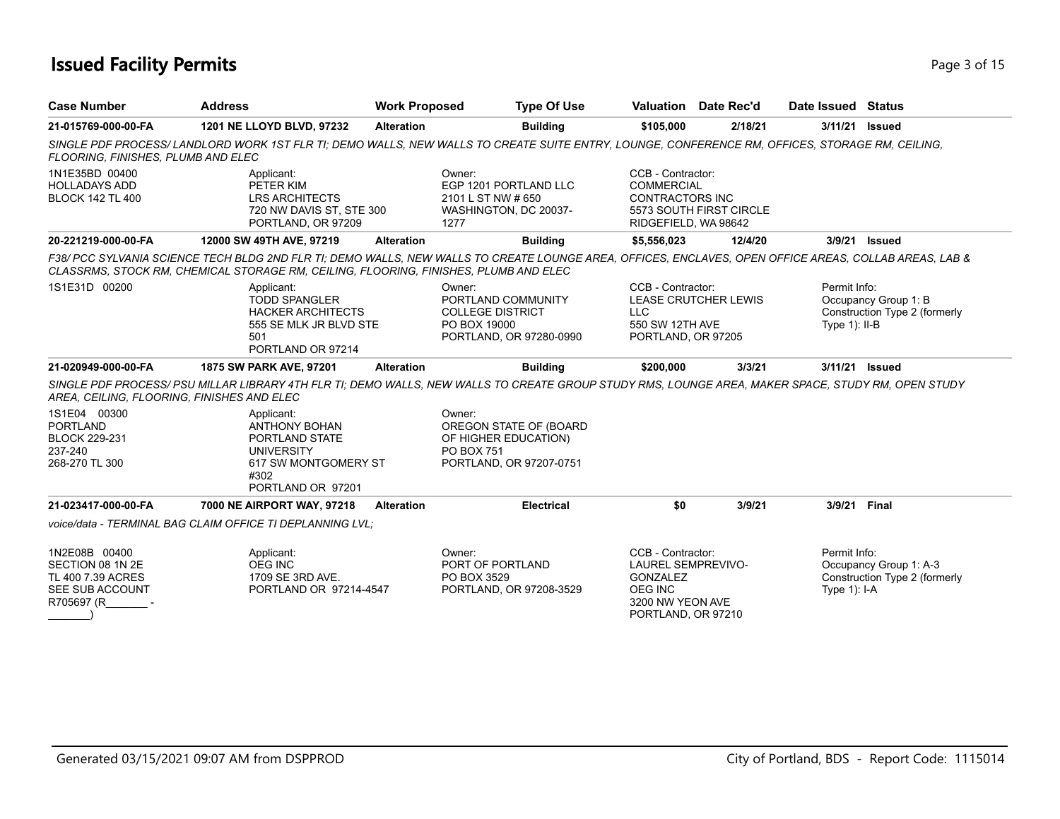## Issued Facility Permits

| Case Number | Address | Work Proposed | Type Of Use | Valuation | Date Rec'd | Date Issued | Status |
|---|---|---|---|---|---|---|---|
| **21-015769-000-00-FA** | **1201 NE LLOYD BLVD, 97232** | **Alteration** | **Building** | **$105,000** | **2/18/21** | **3/11/21** | **Issued** |

*SINGLE PDF PROCESS/ LANDLORD WORK 1ST FLR TI; DEMO WALLS, NEW WALLS TO CREATE SUITE ENTRY, LOUNGE, CONFERENCE RM, OFFICES, STORAGE RM, CEILING, FLOORING, FINISHES, PLUMB AND ELEC*

1N1E35BD 00400
HOLLADAYS ADD
BLOCK 142 TL 400

Applicant:
PETER KIM
LRS ARCHITECTS
720 NW DAVIS ST, STE 300
PORTLAND, OR 97209

Owner:
EGP 1201 PORTLAND LLC
2101 L ST NW # 650
WASHINGTON, DC 20037-1277

CCB - Contractor:
COMMERCIAL CONTRACTORS INC
5573 SOUTH FIRST CIRCLE
RIDGEFIELD, WA 98642

| Case Number | Address | Work Proposed | Type Of Use | Valuation | Date Rec'd | Date Issued | Status |
|---|---|---|---|---|---|---|---|
| **20-221219-000-00-FA** | **12000 SW 49TH AVE, 97219** | **Alteration** | **Building** | **$5,556,023** | **12/4/20** | **3/9/21** | **Issued** |

*F38/ PCC SYLVANIA SCIENCE TECH BLDG 2ND FLR TI; DEMO WALLS, NEW WALLS TO CREATE LOUNGE AREA, OFFICES, ENCLAVES, OPEN OFFICE AREAS, COLLAB AREAS, LAB & CLASSRMS, STOCK RM, CHEMICAL STORAGE RM, CEILING, FLOORING, FINISHES, PLUMB AND ELEC*

1S1E31D 00200

Applicant:
TODD SPANGLER
HACKER ARCHITECTS
555 SE MLK JR BLVD STE 501
PORTLAND OR 97214

Owner:
PORTLAND COMMUNITY COLLEGE DISTRICT
PO BOX 19000
PORTLAND, OR 97280-0990

CCB - Contractor:
LEASE CRUTCHER LEWIS LLC
550 SW 12TH AVE
PORTLAND, OR 97205

Permit Info:
Occupancy Group 1: B
Construction Type 2 (formerly Type 1): II-B

| Case Number | Address | Work Proposed | Type Of Use | Valuation | Date Rec'd | Date Issued | Status |
|---|---|---|---|---|---|---|---|
| **21-020949-000-00-FA** | **1875 SW PARK AVE, 97201** | **Alteration** | **Building** | **$200,000** | **3/3/21** | **3/11/21** | **Issued** |

*SINGLE PDF PROCESS/ PSU MILLAR LIBRARY 4TH FLR TI; DEMO WALLS, NEW WALLS TO CREATE GROUP STUDY RMS, LOUNGE AREA, MAKER SPACE, STUDY RM, OPEN STUDY AREA, CEILING, FLOORING, FINISHES AND ELEC*

1S1E04 00300
PORTLAND
BLOCK 229-231
237-240
268-270 TL 300

Applicant:
ANTHONY BOHAN
PORTLAND STATE UNIVERSITY
617 SW MONTGOMERY ST #302
PORTLAND OR 97201

Owner:
OREGON STATE OF (BOARD OF HIGHER EDUCATION)
PO BOX 751
PORTLAND, OR 97207-0751

| Case Number | Address | Work Proposed | Type Of Use | Valuation | Date Rec'd | Date Issued | Status |
|---|---|---|---|---|---|---|---|
| **21-023417-000-00-FA** | **7000 NE AIRPORT WAY, 97218** | **Alteration** | **Electrical** | **$0** | **3/9/21** | **3/9/21** | **Final** |

*voice/data - TERMINAL BAG CLAIM OFFICE TI DEPLANNING LVL;*

1N2E08B 00400
SECTION 08 1N 2E
TL 400 7.39 ACRES
SEE SUB ACCOUNT
R705697 (R_______ - _______)

Applicant:
OEG INC
1709 SE 3RD AVE.
PORTLAND OR 97214-4547

Owner:
PORT OF PORTLAND
PO BOX 3529
PORTLAND, OR 97208-3529

CCB - Contractor:
LAUREL SEMPREVIVO-GONZALEZ
OEG INC
3200 NW YEON AVE
PORTLAND, OR 97210

Permit Info:
Occupancy Group 1: A-3
Construction Type 2 (formerly Type 1): I-A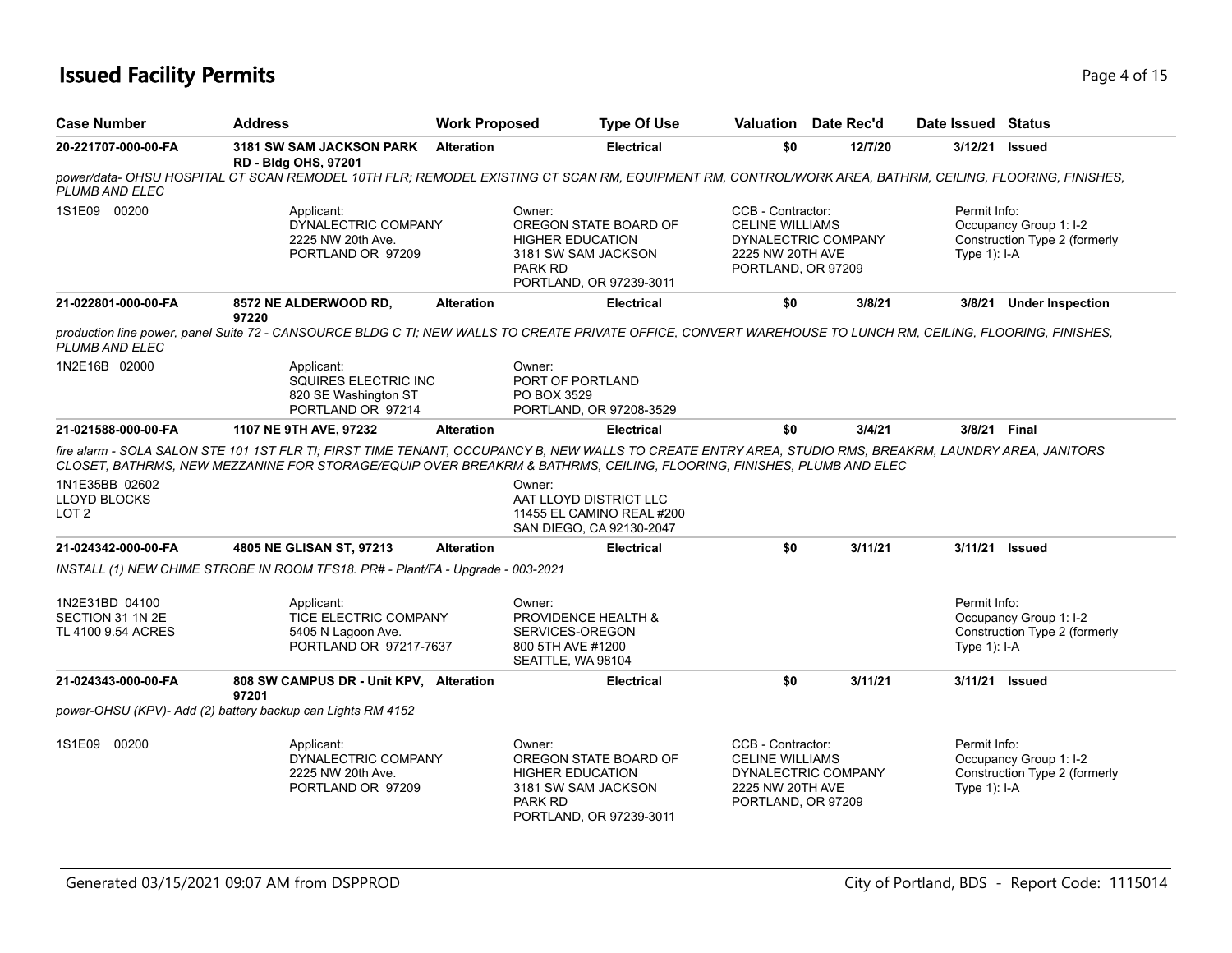# Issued Facility Permits

| Case Number | Address | Work Proposed | Type Of Use | Valuation | Date Rec'd | Date Issued | Status |
|---|---|---|---|---|---|---|---|
| **20-221707-000-00-FA** | **3181 SW SAM JACKSON PARK RD - Bldg OHS, 97201** | **Alteration** | **Electrical** | **$0** | **12/7/20** | **3/12/21** | **Issued** |

*power/data- OHSU HOSPITAL CT SCAN REMODEL 10TH FLR; REMODEL EXISTING CT SCAN RM, EQUIPMENT RM, CONTROL/WORK AREA, BATHRM, CEILING, FLOORING, FINISHES, PLUMB AND ELEC*

1S1E09 00200

Applicant:
DYNALECTRIC COMPANY
2225 NW 20th Ave.
PORTLAND OR 97209

Owner:
OREGON STATE BOARD OF HIGHER EDUCATION
3181 SW SAM JACKSON PARK RD
PORTLAND, OR 97239-3011

CCB - Contractor:
CELINE WILLIAMS
DYNALECTRIC COMPANY
2225 NW 20TH AVE
PORTLAND, OR 97209

Permit Info:
Occupancy Group 1: I-2
Construction Type 2 (formerly Type 1): I-A

| Case Number | Address | Work Proposed | Type Of Use | Valuation | Date Rec'd | Date Issued | Status |
|---|---|---|---|---|---|---|---|
| **21-022801-000-00-FA** | **8572 NE ALDERWOOD RD, 97220** | **Alteration** | **Electrical** | **$0** | **3/8/21** | **3/8/21** | **Under Inspection** |

*production line power, panel Suite 72 - CANSOURCE BLDG C TI; NEW WALLS TO CREATE PRIVATE OFFICE, CONVERT WAREHOUSE TO LUNCH RM, CEILING, FLOORING, FINISHES, PLUMB AND ELEC*

1N2E16B 02000

Applicant:
SQUIRES ELECTRIC INC
820 SE Washington ST
PORTLAND OR 97214

Owner:
PORT OF PORTLAND
PO BOX 3529
PORTLAND, OR 97208-3529

| Case Number | Address | Work Proposed | Type Of Use | Valuation | Date Rec'd | Date Issued | Status |
|---|---|---|---|---|---|---|---|
| **21-021588-000-00-FA** | **1107 NE 9TH AVE, 97232** | **Alteration** | **Electrical** | **$0** | **3/4/21** | **3/8/21** | **Final** |

*fire alarm - SOLA SALON STE 101 1ST FLR TI; FIRST TIME TENANT, OCCUPANCY B, NEW WALLS TO CREATE ENTRY AREA, STUDIO RMS, BREAKRM, LAUNDRY AREA, JANITORS CLOSET, BATHRMS, NEW MEZZANINE FOR STORAGE/EQUIP OVER BREAKRM & BATHRMS, CEILING, FLOORING, FINISHES, PLUMB AND ELEC*

1N1E35BB 02602
LLOYD BLOCKS
LOT 2

Owner:
AAT LLOYD DISTRICT LLC
11455 EL CAMINO REAL #200
SAN DIEGO, CA 92130-2047

| Case Number | Address | Work Proposed | Type Of Use | Valuation | Date Rec'd | Date Issued | Status |
|---|---|---|---|---|---|---|---|
| **21-024342-000-00-FA** | **4805 NE GLISAN ST, 97213** | **Alteration** | **Electrical** | **$0** | **3/11/21** | **3/11/21** | **Issued** |

*INSTALL (1) NEW CHIME STROBE IN ROOM TFS18. PR# - Plant/FA - Upgrade - 003-2021*

1N2E31BD 04100
SECTION 31 1N 2E
TL 4100 9.54 ACRES

Applicant:
TICE ELECTRIC COMPANY
5405 N Lagoon Ave.
PORTLAND OR 97217-7637

Owner:
PROVIDENCE HEALTH & SERVICES-OREGON
800 5TH AVE #1200
SEATTLE, WA 98104

Permit Info:
Occupancy Group 1: I-2
Construction Type 2 (formerly Type 1): I-A

| Case Number | Address | Work Proposed | Type Of Use | Valuation | Date Rec'd | Date Issued | Status |
|---|---|---|---|---|---|---|---|
| **21-024343-000-00-FA** | **808 SW CAMPUS DR - Unit KPV, 97201** | **Alteration** | **Electrical** | **$0** | **3/11/21** | **3/11/21** | **Issued** |

*power-OHSU (KPV)- Add (2) battery backup can Lights RM 4152*

1S1E09 00200

Applicant:
DYNALECTRIC COMPANY
2225 NW 20th Ave.
PORTLAND OR 97209

Owner:
OREGON STATE BOARD OF HIGHER EDUCATION
3181 SW SAM JACKSON PARK RD
PORTLAND, OR 97239-3011

CCB - Contractor:
CELINE WILLIAMS
DYNALECTRIC COMPANY
2225 NW 20TH AVE
PORTLAND, OR 97209

Permit Info:
Occupancy Group 1: I-2
Construction Type 2 (formerly Type 1): I-A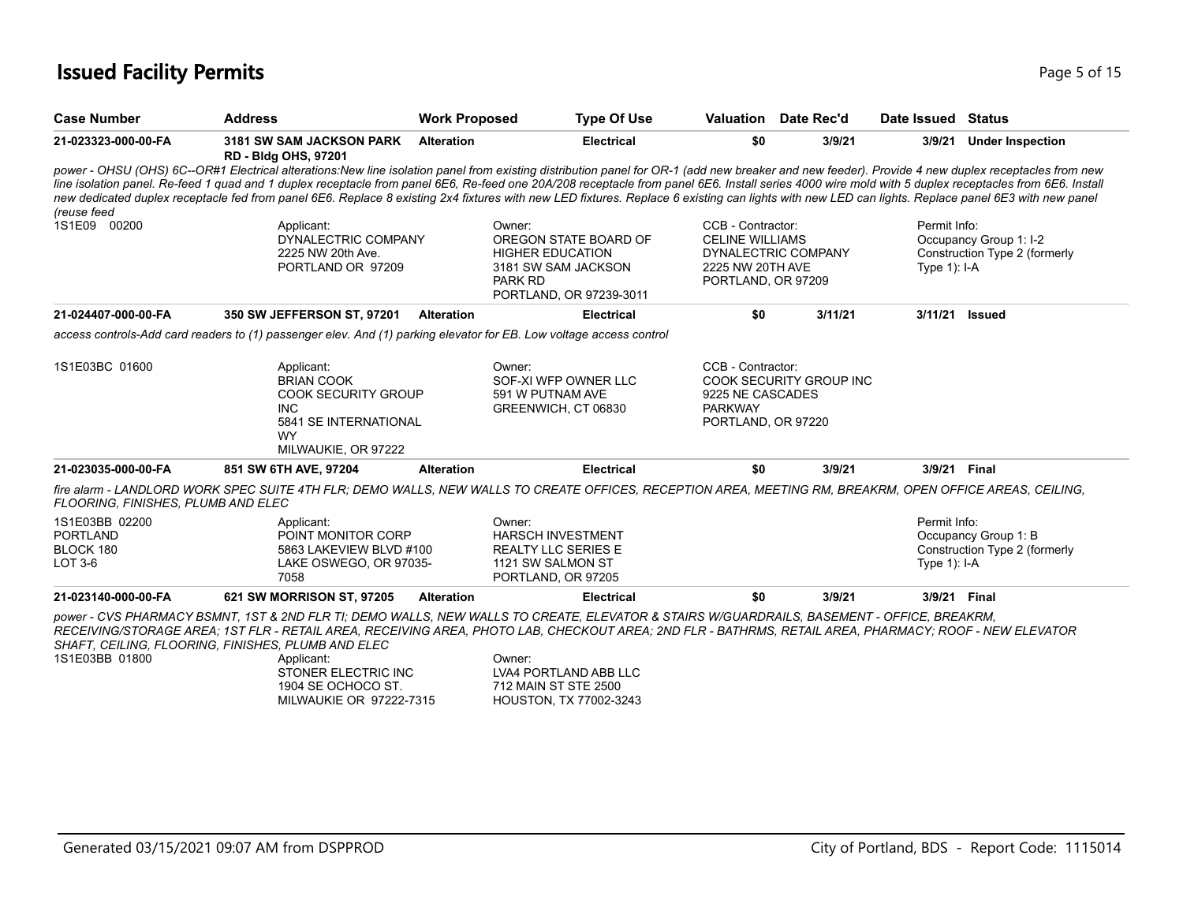# Issued Facility Permits

| Case Number | Address | Work Proposed | Type Of Use | Valuation | Date Rec'd | Date Issued | Status |
|---|---|---|---|---|---|---|---|
| 21-023323-000-00-FA | 3181 SW SAM JACKSON PARK RD - Bldg OHS, 97201 | Alteration | Electrical | $0 | 3/9/21 | 3/9/21 | Under Inspection |

*power - OHSU (OHS) 6C--OR#1 Electrical alterations:New line isolation panel from existing distribution panel for OR-1 (add new breaker and new feeder). Provide 4 new duplex receptacles from new line isolation panel. Re-feed 1 quad and 1 duplex receptacle from panel 6E6, Re-feed one 20A/208 receptacle from panel 6E6. Install series 4000 wire mold with 5 duplex receptacles from 6E6. Install new dedicated duplex receptacle fed from panel 6E6. Replace 8 existing 2x4 fixtures with new LED fixtures. Replace 6 existing can lights with new LED can lights. Replace panel 6E3 with new panel (reuse feed*

1S1E09 00200

Applicant:
DYNALECTRIC COMPANY
2225 NW 20th Ave.
PORTLAND OR 97209

Owner:
OREGON STATE BOARD OF HIGHER EDUCATION
3181 SW SAM JACKSON PARK RD
PORTLAND, OR 97239-3011

CCB - Contractor:
CELINE WILLIAMS
DYNALECTRIC COMPANY
2225 NW 20TH AVE
PORTLAND, OR 97209

Permit Info:
Occupancy Group 1: I-2
Construction Type 2 (formerly Type 1): I-A

---

| Case Number | Address | Work Proposed | Type Of Use | Valuation | Date Rec'd | Date Issued | Status |
|---|---|---|---|---|---|---|---|
| 21-024407-000-00-FA | 350 SW JEFFERSON ST, 97201 | Alteration | Electrical | $0 | 3/11/21 | 3/11/21 | Issued |

*access controls-Add card readers to (1) passenger elev. And (1) parking elevator for EB. Low voltage access control*

1S1E03BC 01600

Applicant:
BRIAN COOK
COOK SECURITY GROUP INC
5841 SE INTERNATIONAL WY
MILWAUKIE, OR 97222

Owner:
SOF-XI WFP OWNER LLC
591 W PUTNAM AVE
GREENWICH, CT 06830

CCB - Contractor:
COOK SECURITY GROUP INC
9225 NE CASCADES PARKWAY
PORTLAND, OR 97220

---

| Case Number | Address | Work Proposed | Type Of Use | Valuation | Date Rec'd | Date Issued | Status |
|---|---|---|---|---|---|---|---|
| 21-023035-000-00-FA | 851 SW 6TH AVE, 97204 | Alteration | Electrical | $0 | 3/9/21 | 3/9/21 | Final |

*fire alarm - LANDLORD WORK SPEC SUITE 4TH FLR; DEMO WALLS, NEW WALLS TO CREATE OFFICES, RECEPTION AREA, MEETING RM, BREAKRM, OPEN OFFICE AREAS, CEILING, FLOORING, FINISHES, PLUMB AND ELEC*

1S1E03BB 02200
PORTLAND
BLOCK 180
LOT 3-6

Applicant:
POINT MONITOR CORP
5863 LAKEVIEW BLVD #100
LAKE OSWEGO, OR 97035-7058

Owner:
HARSCH INVESTMENT REALTY LLC SERIES E
1121 SW SALMON ST
PORTLAND, OR 97205

Permit Info:
Occupancy Group 1: B
Construction Type 2 (formerly Type 1): I-A

---

| Case Number | Address | Work Proposed | Type Of Use | Valuation | Date Rec'd | Date Issued | Status |
|---|---|---|---|---|---|---|---|
| 21-023140-000-00-FA | 621 SW MORRISON ST, 97205 | Alteration | Electrical | $0 | 3/9/21 | 3/9/21 | Final |

*power - CVS PHARMACY BSMNT, 1ST & 2ND FLR TI; DEMO WALLS, NEW WALLS TO CREATE, ELEVATOR & STAIRS W/GUARDRAILS, BASEMENT - OFFICE, BREAKRM, RECEIVING/STORAGE AREA; 1ST FLR - RETAIL AREA, RECEIVING AREA, PHOTO LAB, CHECKOUT AREA; 2ND FLR - BATHRMS, RETAIL AREA, PHARMACY; ROOF - NEW ELEVATOR SHAFT, CEILING, FLOORING, FINISHES, PLUMB AND ELEC*

1S1E03BB 01800

Applicant:
STONER ELECTRIC INC
1904 SE OCHOCO ST.
MILWAUKIE OR 97222-7315

Owner:
LVA4 PORTLAND ABB LLC
712 MAIN ST STE 2500
HOUSTON, TX 77002-3243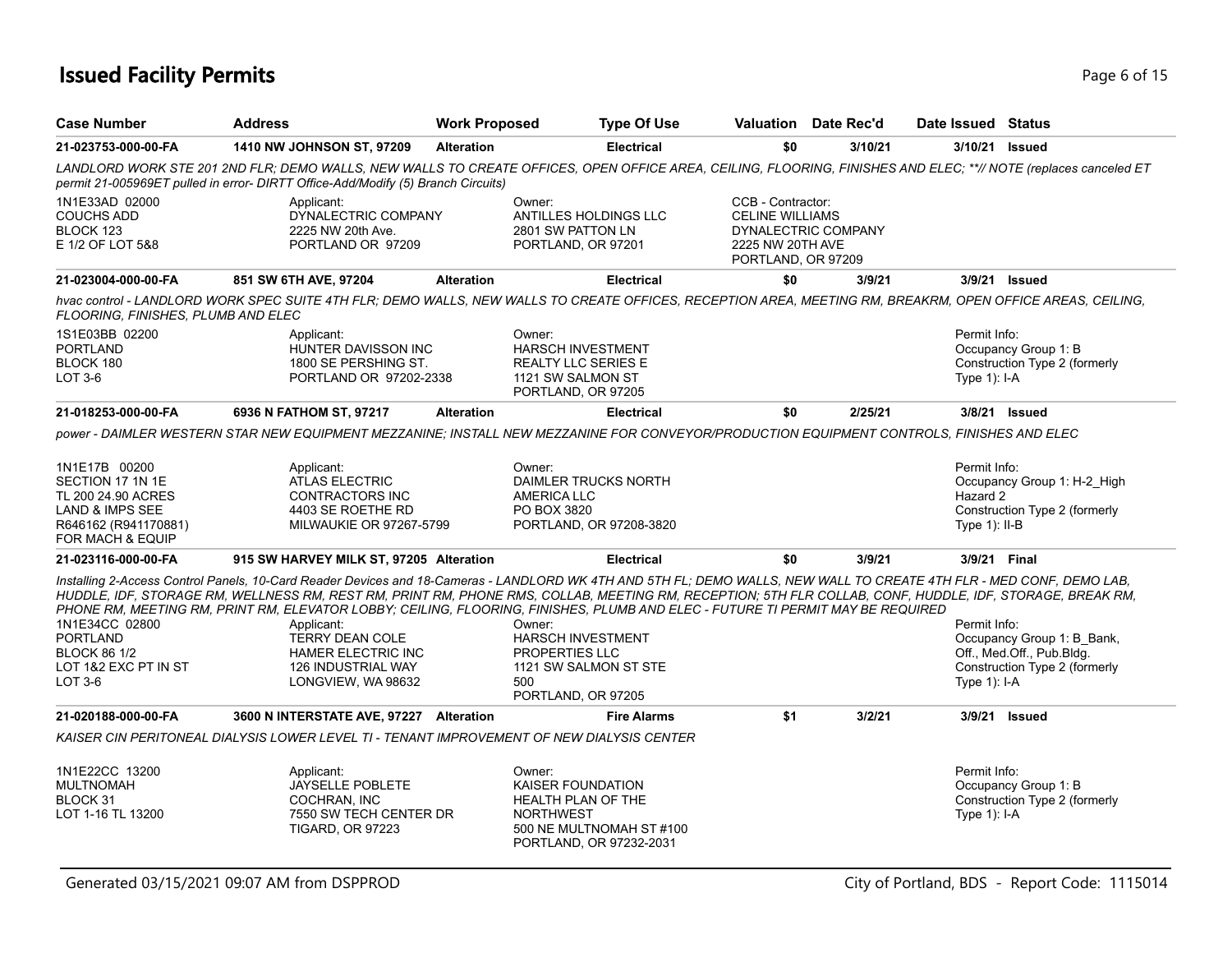# Issued Facility Permits

| Case Number | Address | Work Proposed | Type Of Use | Valuation | Date Rec'd | Date Issued | Status |
|---|---|---|---|---|---|---|---|
| 21-023753-000-00-FA | 1410 NW JOHNSON ST, 97209 | Alteration | Electrical | $0 | 3/10/21 | 3/10/21 | Issued |

*LANDLORD WORK STE 201 2ND FLR; DEMO WALLS, NEW WALLS TO CREATE OFFICES, OPEN OFFICE AREA, CEILING, FLOORING, FINISHES AND ELEC; \*\*// NOTE (replaces canceled ET permit 21-005969ET pulled in error- DIRTT Office-Add/Modify (5) Branch Circuits)*

1N1E33AD 02000
COUCHS ADD
BLOCK 123
E 1/2 OF LOT 5&8

Applicant:
DYNALECTRIC COMPANY
2225 NW 20th Ave.
PORTLAND OR 97209

Owner:
ANTILLES HOLDINGS LLC
2801 SW PATTON LN
PORTLAND, OR 97201

CCB - Contractor:
CELINE WILLIAMS
DYNALECTRIC COMPANY
2225 NW 20TH AVE
PORTLAND, OR 97209

| Case Number | Address | Work Proposed | Type Of Use | Valuation | Date Rec'd | Date Issued | Status |
|---|---|---|---|---|---|---|---|
| 21-023004-000-00-FA | 851 SW 6TH AVE, 97204 | Alteration | Electrical | $0 | 3/9/21 | 3/9/21 | Issued |

*hvac control - LANDLORD WORK SPEC SUITE 4TH FLR; DEMO WALLS, NEW WALLS TO CREATE OFFICES, RECEPTION AREA, MEETING RM, BREAKRM, OPEN OFFICE AREAS, CEILING, FLOORING, FINISHES, PLUMB AND ELEC*

1S1E03BB 02200
PORTLAND
BLOCK 180
LOT 3-6

Applicant:
HUNTER DAVISSON INC
1800 SE PERSHING ST.
PORTLAND OR 97202-2338

Owner:
HARSCH INVESTMENT
REALTY LLC SERIES E
1121 SW SALMON ST
PORTLAND, OR 97205

Permit Info:
Occupancy Group 1: B
Construction Type 2 (formerly Type 1): I-A

| Case Number | Address | Work Proposed | Type Of Use | Valuation | Date Rec'd | Date Issued | Status |
|---|---|---|---|---|---|---|---|
| 21-018253-000-00-FA | 6936 N FATHOM ST, 97217 | Alteration | Electrical | $0 | 2/25/21 | 3/8/21 | Issued |

*power - DAIMLER WESTERN STAR NEW EQUIPMENT MEZZANINE; INSTALL NEW MEZZANINE FOR CONVEYOR/PRODUCTION EQUIPMENT CONTROLS, FINISHES AND ELEC*

1N1E17B 00200
SECTION 17 1N 1E
TL 200 24.90 ACRES
LAND & IMPS SEE
R646162 (R941170881)
FOR MACH & EQUIP

Applicant:
ATLAS ELECTRIC
CONTRACTORS INC
4403 SE ROETHE RD
MILWAUKIE OR 97267-5799

Owner:
DAIMLER TRUCKS NORTH
AMERICA LLC
PO BOX 3820
PORTLAND, OR 97208-3820

Permit Info:
Occupancy Group 1: H-2_High Hazard 2
Construction Type 2 (formerly Type 1): II-B

| Case Number | Address | Work Proposed | Type Of Use | Valuation | Date Rec'd | Date Issued | Status |
|---|---|---|---|---|---|---|---|
| 21-023116-000-00-FA | 915 SW HARVEY MILK ST, 97205 | Alteration | Electrical | $0 | 3/9/21 | 3/9/21 | Final |

*Installing 2-Access Control Panels, 10-Card Reader Devices and 18-Cameras - LANDLORD WK 4TH AND 5TH FL; DEMO WALLS, NEW WALL TO CREATE 4TH FLR - MED CONF, DEMO LAB, HUDDLE, IDF, STORAGE RM, WELLNESS RM, REST RM, PRINT RM, PHONE RMS, COLLAB, MEETING RM, RECEPTION; 5TH FLR COLLAB, CONF, HUDDLE, IDF, STORAGE, BREAK RM, PHONE RM, MEETING RM, PRINT RM, ELEVATOR LOBBY; CEILING, FLOORING, FINISHES, PLUMB AND ELEC - FUTURE TI PERMIT MAY BE REQUIRED*

1N1E34CC 02800
PORTLAND
BLOCK 86 1/2
LOT 1&2 EXC PT IN ST
LOT 3-6

Applicant:
TERRY DEAN COLE
HAMER ELECTRIC INC
126 INDUSTRIAL WAY
LONGVIEW, WA 98632

Owner:
HARSCH INVESTMENT
PROPERTIES LLC
1121 SW SALMON ST STE
500
PORTLAND, OR 97205

Permit Info:
Occupancy Group 1: B_Bank, Off., Med.Off., Pub.Bldg.
Construction Type 2 (formerly Type 1): I-A

| Case Number | Address | Work Proposed | Type Of Use | Valuation | Date Rec'd | Date Issued | Status |
|---|---|---|---|---|---|---|---|
| 21-020188-000-00-FA | 3600 N INTERSTATE AVE, 97227 | Alteration | Fire Alarms | $1 | 3/2/21 | 3/9/21 | Issued |

*KAISER CIN PERITONEAL DIALYSIS LOWER LEVEL TI - TENANT IMPROVEMENT OF NEW DIALYSIS CENTER*

1N1E22CC 13200
MULTNOMAH
BLOCK 31
LOT 1-16 TL 13200

Applicant:
JAYSELLE POBLETE
COCHRAN, INC
7550 SW TECH CENTER DR
TIGARD, OR 97223

Owner:
KAISER FOUNDATION
HEALTH PLAN OF THE
NORTHWEST
500 NE MULTNOMAH ST #100
PORTLAND, OR 97232-2031

Permit Info:
Occupancy Group 1: B
Construction Type 2 (formerly Type 1): I-A

Generated 03/15/2021 09:07 AM from DSPPROD — City of Portland, BDS - Report Code: 1115014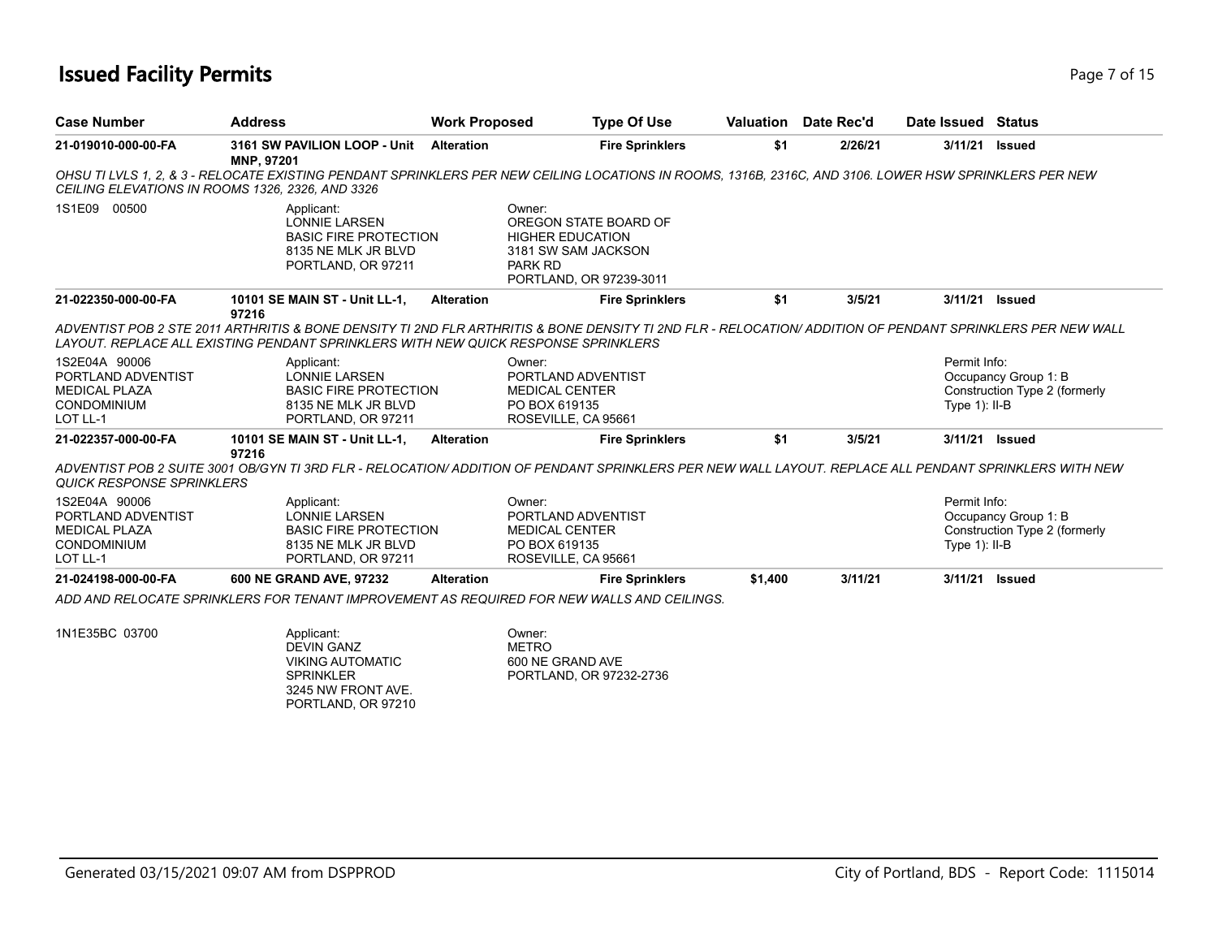# Issued Facility Permits

| Case Number | Address | Work Proposed | Type Of Use | Valuation | Date Rec'd | Date Issued | Status |
|---|---|---|---|---|---|---|---|
| **21-019010-000-00-FA** | **3161 SW PAVILION LOOP - Unit MNP, 97201** | **Alteration** | **Fire Sprinklers** | **$1** | **2/26/21** | **3/11/21** | **Issued** |

*OHSU TI LVLS 1, 2, & 3 - RELOCATE EXISTING PENDANT SPRINKLERS PER NEW CEILING LOCATIONS IN ROOMS, 1316B, 2316C, AND 3106. LOWER HSW SPRINKLERS PER NEW CEILING ELEVATIONS IN ROOMS 1326, 2326, AND 3326*

1S1E09 00500

Applicant:
LONNIE LARSEN
BASIC FIRE PROTECTION
8135 NE MLK JR BLVD
PORTLAND, OR 97211

Owner:
OREGON STATE BOARD OF HIGHER EDUCATION
3181 SW SAM JACKSON PARK RD
PORTLAND, OR 97239-3011

| Case Number | Address | Work Proposed | Type Of Use | Valuation | Date Rec'd | Date Issued | Status |
|---|---|---|---|---|---|---|---|
| **21-022350-000-00-FA** | **10101 SE MAIN ST - Unit LL-1, 97216** | **Alteration** | **Fire Sprinklers** | **$1** | **3/5/21** | **3/11/21** | **Issued** |

*ADVENTIST POB 2 STE 2011 ARTHRITIS & BONE DENSITY TI 2ND FLR ARTHRITIS & BONE DENSITY TI 2ND FLR - RELOCATION/ ADDITION OF PENDANT SPRINKLERS PER NEW WALL LAYOUT. REPLACE ALL EXISTING PENDANT SPRINKLERS WITH NEW QUICK RESPONSE SPRINKLERS*

1S2E04A 90006
PORTLAND ADVENTIST MEDICAL PLAZA CONDOMINIUM
LOT LL-1

Applicant:
LONNIE LARSEN
BASIC FIRE PROTECTION
8135 NE MLK JR BLVD
PORTLAND, OR 97211

Owner:
PORTLAND ADVENTIST MEDICAL CENTER
PO BOX 619135
ROSEVILLE, CA 95661

Permit Info:
Occupancy Group 1: B
Construction Type 2 (formerly Type 1): II-B

| Case Number | Address | Work Proposed | Type Of Use | Valuation | Date Rec'd | Date Issued | Status |
|---|---|---|---|---|---|---|---|
| **21-022357-000-00-FA** | **10101 SE MAIN ST - Unit LL-1, 97216** | **Alteration** | **Fire Sprinklers** | **$1** | **3/5/21** | **3/11/21** | **Issued** |

*ADVENTIST POB 2 SUITE 3001 OB/GYN TI 3RD FLR - RELOCATION/ ADDITION OF PENDANT SPRINKLERS PER NEW WALL LAYOUT. REPLACE ALL PENDANT SPRINKLERS WITH NEW QUICK RESPONSE SPRINKLERS*

1S2E04A 90006
PORTLAND ADVENTIST MEDICAL PLAZA CONDOMINIUM
LOT LL-1

Applicant:
LONNIE LARSEN
BASIC FIRE PROTECTION
8135 NE MLK JR BLVD
PORTLAND, OR 97211

Owner:
PORTLAND ADVENTIST MEDICAL CENTER
PO BOX 619135
ROSEVILLE, CA 95661

Permit Info:
Occupancy Group 1: B
Construction Type 2 (formerly Type 1): II-B

| Case Number | Address | Work Proposed | Type Of Use | Valuation | Date Rec'd | Date Issued | Status |
|---|---|---|---|---|---|---|---|
| **21-024198-000-00-FA** | **600 NE GRAND AVE, 97232** | **Alteration** | **Fire Sprinklers** | **$1,400** | **3/11/21** | **3/11/21** | **Issued** |

*ADD AND RELOCATE SPRINKLERS FOR TENANT IMPROVEMENT AS REQUIRED FOR NEW WALLS AND CEILINGS.*

1N1E35BC 03700

Applicant:
DEVIN GANZ
VIKING AUTOMATIC SPRINKLER
3245 NW FRONT AVE.
PORTLAND, OR 97210

Owner:
METRO
600 NE GRAND AVE
PORTLAND, OR 97232-2736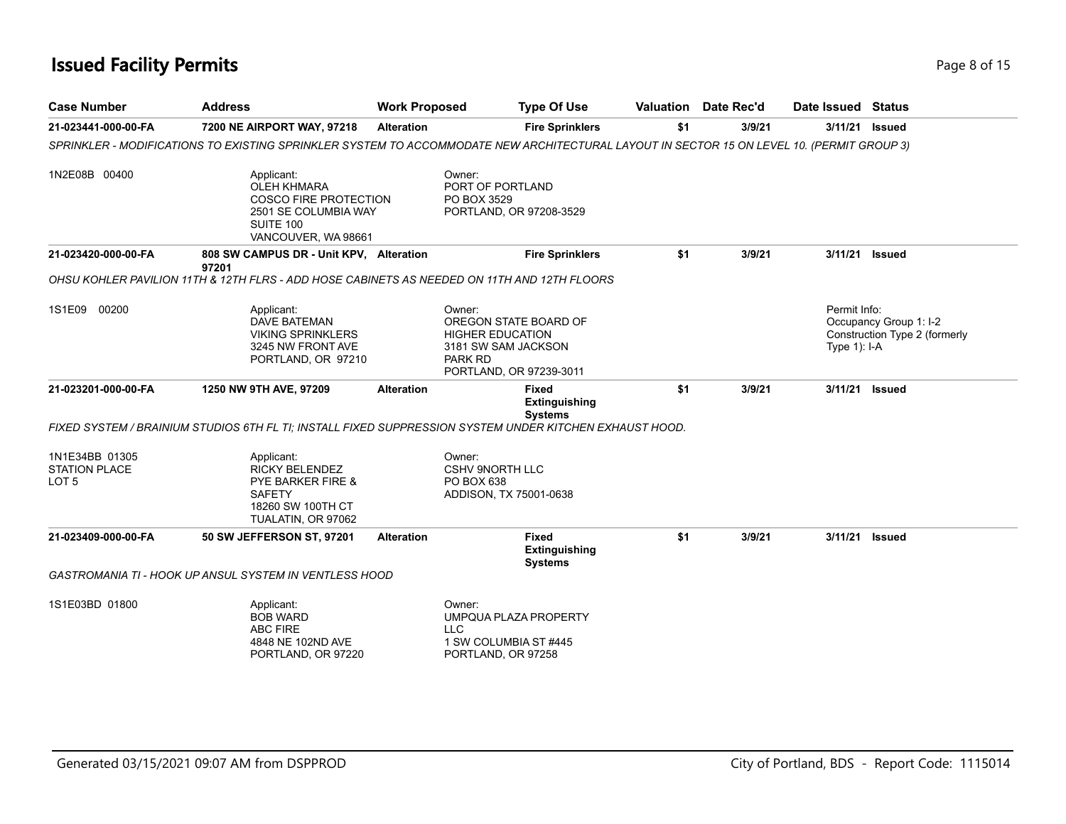# Issued Facility Permits

| Case Number | Address | Work Proposed | Type Of Use | Valuation | Date Rec'd | Date Issued | Status |
|---|---|---|---|---|---|---|---|
| 21-023441-000-00-FA | 7200 NE AIRPORT WAY, 97218 | Alteration | Fire Sprinklers | $1 | 3/9/21 | 3/11/21 | Issued |

*SPRINKLER - MODIFICATIONS TO EXISTING SPRINKLER SYSTEM TO ACCOMMODATE NEW ARCHITECTURAL LAYOUT IN SECTOR 15 ON LEVEL 10. (PERMIT GROUP 3)*

1N2E08B 00400

Applicant:
OLEH KHMARA
COSCO FIRE PROTECTION
2501 SE COLUMBIA WAY
SUITE 100
VANCOUVER, WA 98661

Owner:
PORT OF PORTLAND
PO BOX 3529
PORTLAND, OR 97208-3529

| Case Number | Address | Work Proposed | Type Of Use | Valuation | Date Rec'd | Date Issued | Status |
|---|---|---|---|---|---|---|---|
| 21-023420-000-00-FA | 808 SW CAMPUS DR - Unit KPV, 97201 | Alteration | Fire Sprinklers | $1 | 3/9/21 | 3/11/21 | Issued |

*OHSU KOHLER PAVILION 11TH & 12TH FLRS - ADD HOSE CABINETS AS NEEDED ON 11TH AND 12TH FLOORS*

1S1E09 00200

Applicant:
DAVE BATEMAN
VIKING SPRINKLERS
3245 NW FRONT AVE
PORTLAND, OR 97210

Owner:
OREGON STATE BOARD OF HIGHER EDUCATION
3181 SW SAM JACKSON PARK RD
PORTLAND, OR 97239-3011

Permit Info:
Occupancy Group 1: I-2
Construction Type 2 (formerly Type 1): I-A

| Case Number | Address | Work Proposed | Type Of Use | Valuation | Date Rec'd | Date Issued | Status |
|---|---|---|---|---|---|---|---|
| 21-023201-000-00-FA | 1250 NW 9TH AVE, 97209 | Alteration | Fixed Extinguishing Systems | $1 | 3/9/21 | 3/11/21 | Issued |

*FIXED SYSTEM / BRAINIUM STUDIOS 6TH FL TI; INSTALL FIXED SUPPRESSION SYSTEM UNDER KITCHEN EXHAUST HOOD.*

1N1E34BB 01305
STATION PLACE
LOT 5

Applicant:
RICKY BELENDEZ
PYE BARKER FIRE & SAFETY
18260 SW 100TH CT
TUALATIN, OR 97062

Owner:
CSHV 9NORTH LLC
PO BOX 638
ADDISON, TX 75001-0638

| Case Number | Address | Work Proposed | Type Of Use | Valuation | Date Rec'd | Date Issued | Status |
|---|---|---|---|---|---|---|---|
| 21-023409-000-00-FA | 50 SW JEFFERSON ST, 97201 | Alteration | Fixed Extinguishing Systems | $1 | 3/9/21 | 3/11/21 | Issued |

*GASTROMANIA TI - HOOK UP ANSUL SYSTEM IN VENTLESS HOOD*

1S1E03BD 01800

Applicant:
BOB WARD
ABC FIRE
4848 NE 102ND AVE
PORTLAND, OR 97220

Owner:
UMPQUA PLAZA PROPERTY LLC
1 SW COLUMBIA ST #445
PORTLAND, OR 97258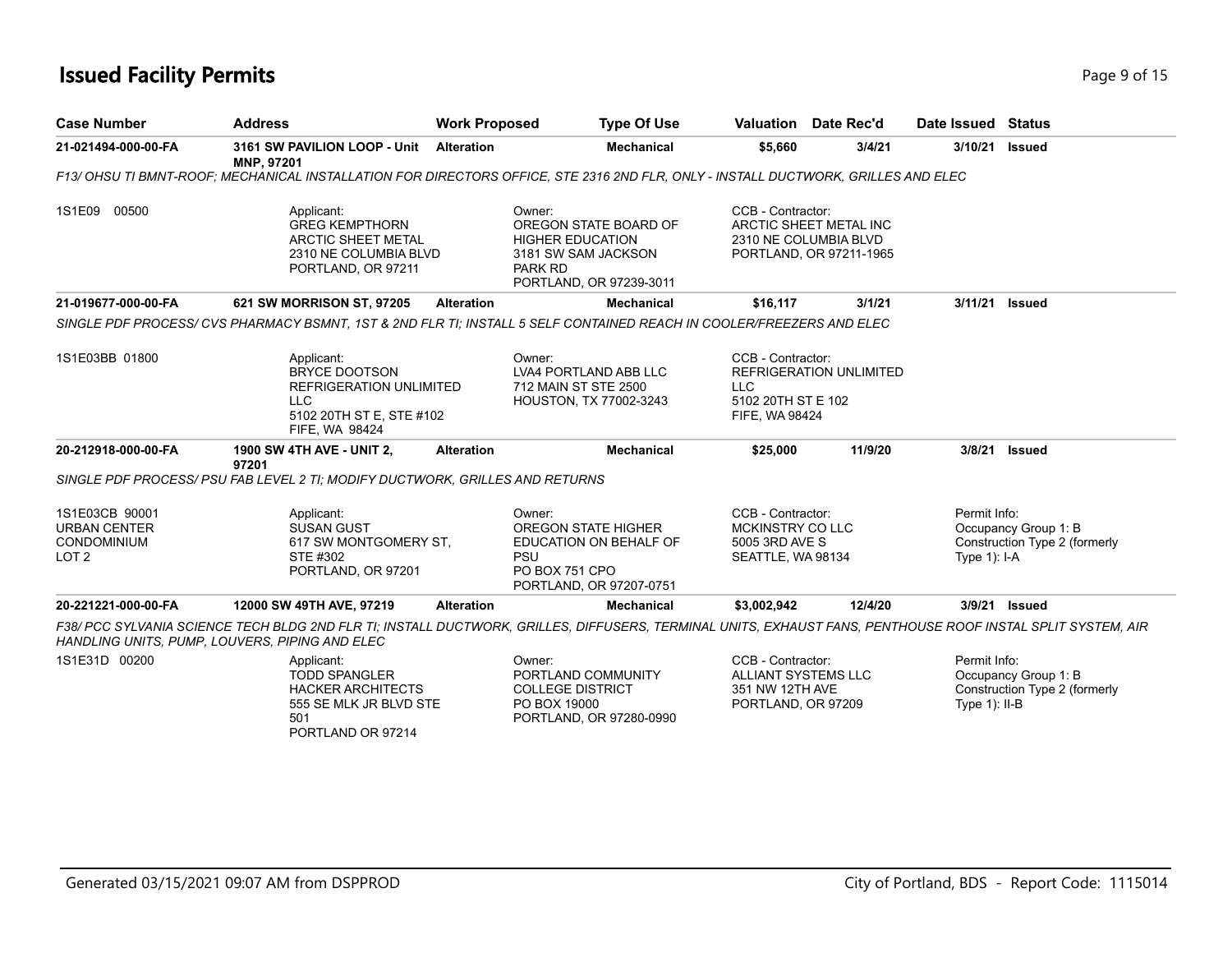# Issued Facility Permits

| Case Number | Address | Work Proposed | Type Of Use | Valuation | Date Rec'd | Date Issued | Status |
|---|---|---|---|---|---|---|---|
| **21-021494-000-00-FA** | **3161 SW PAVILION LOOP - Unit MNP, 97201** | **Alteration** | **Mechanical** | **$5,660** | **3/4/21** | **3/10/21** | **Issued** |

*F13/ OHSU TI BMNT-ROOF; MECHANICAL INSTALLATION FOR DIRECTORS OFFICE, STE 2316 2ND FLR, ONLY - INSTALL DUCTWORK, GRILLES AND ELEC*

1S1E09 00500

Applicant:
GREG KEMPTHORN
ARCTIC SHEET METAL
2310 NE COLUMBIA BLVD
PORTLAND, OR 97211

Owner:
OREGON STATE BOARD OF HIGHER EDUCATION
3181 SW SAM JACKSON PARK RD
PORTLAND, OR 97239-3011

CCB - Contractor:
ARCTIC SHEET METAL INC
2310 NE COLUMBIA BLVD
PORTLAND, OR 97211-1965

| Case Number | Address | Work Proposed | Type Of Use | Valuation | Date Rec'd | Date Issued | Status |
|---|---|---|---|---|---|---|---|
| **21-019677-000-00-FA** | **621 SW MORRISON ST, 97205** | **Alteration** | **Mechanical** | **$16,117** | **3/1/21** | **3/11/21** | **Issued** |

*SINGLE PDF PROCESS/ CVS PHARMACY BSMNT, 1ST & 2ND FLR TI; INSTALL 5 SELF CONTAINED REACH IN COOLER/FREEZERS AND ELEC*

1S1E03BB 01800

Applicant:
BRYCE DOOTSON
REFRIGERATION UNLIMITED LLC
5102 20TH ST E, STE #102
FIFE, WA 98424

Owner:
LVA4 PORTLAND ABB LLC
712 MAIN ST STE 2500
HOUSTON, TX 77002-3243

CCB - Contractor:
REFRIGERATION UNLIMITED LLC
5102 20TH ST E 102
FIFE, WA 98424

| Case Number | Address | Work Proposed | Type Of Use | Valuation | Date Rec'd | Date Issued | Status |
|---|---|---|---|---|---|---|---|
| **20-212918-000-00-FA** | **1900 SW 4TH AVE - UNIT 2, 97201** | **Alteration** | **Mechanical** | **$25,000** | **11/9/20** | **3/8/21** | **Issued** |

*SINGLE PDF PROCESS/ PSU FAB LEVEL 2 TI; MODIFY DUCTWORK, GRILLES AND RETURNS*

1S1E03CB 90001
URBAN CENTER CONDOMINIUM
LOT 2

Applicant:
SUSAN GUST
617 SW MONTGOMERY ST, STE #302
PORTLAND, OR 97201

Owner:
OREGON STATE HIGHER EDUCATION ON BEHALF OF PSU
PO BOX 751 CPO
PORTLAND, OR 97207-0751

CCB - Contractor:
MCKINSTRY CO LLC
5005 3RD AVE S
SEATTLE, WA 98134

Permit Info:
Occupancy Group 1: B
Construction Type 2 (formerly Type 1): I-A

| Case Number | Address | Work Proposed | Type Of Use | Valuation | Date Rec'd | Date Issued | Status |
|---|---|---|---|---|---|---|---|
| **20-221221-000-00-FA** | **12000 SW 49TH AVE, 97219** | **Alteration** | **Mechanical** | **$3,002,942** | **12/4/20** | **3/9/21** | **Issued** |

*F38/ PCC SYLVANIA SCIENCE TECH BLDG 2ND FLR TI; INSTALL DUCTWORK, GRILLES, DIFFUSERS, TERMINAL UNITS, EXHAUST FANS, PENTHOUSE ROOF INSTAL SPLIT SYSTEM, AIR HANDLING UNITS, PUMP, LOUVERS, PIPING AND ELEC*

1S1E31D 00200

Applicant:
TODD SPANGLER
HACKER ARCHITECTS
555 SE MLK JR BLVD STE 501
PORTLAND OR 97214

Owner:
PORTLAND COMMUNITY COLLEGE DISTRICT
PO BOX 19000
PORTLAND, OR 97280-0990

CCB - Contractor:
ALLIANT SYSTEMS LLC
351 NW 12TH AVE
PORTLAND, OR 97209

Permit Info:
Occupancy Group 1: B
Construction Type 2 (formerly Type 1): II-B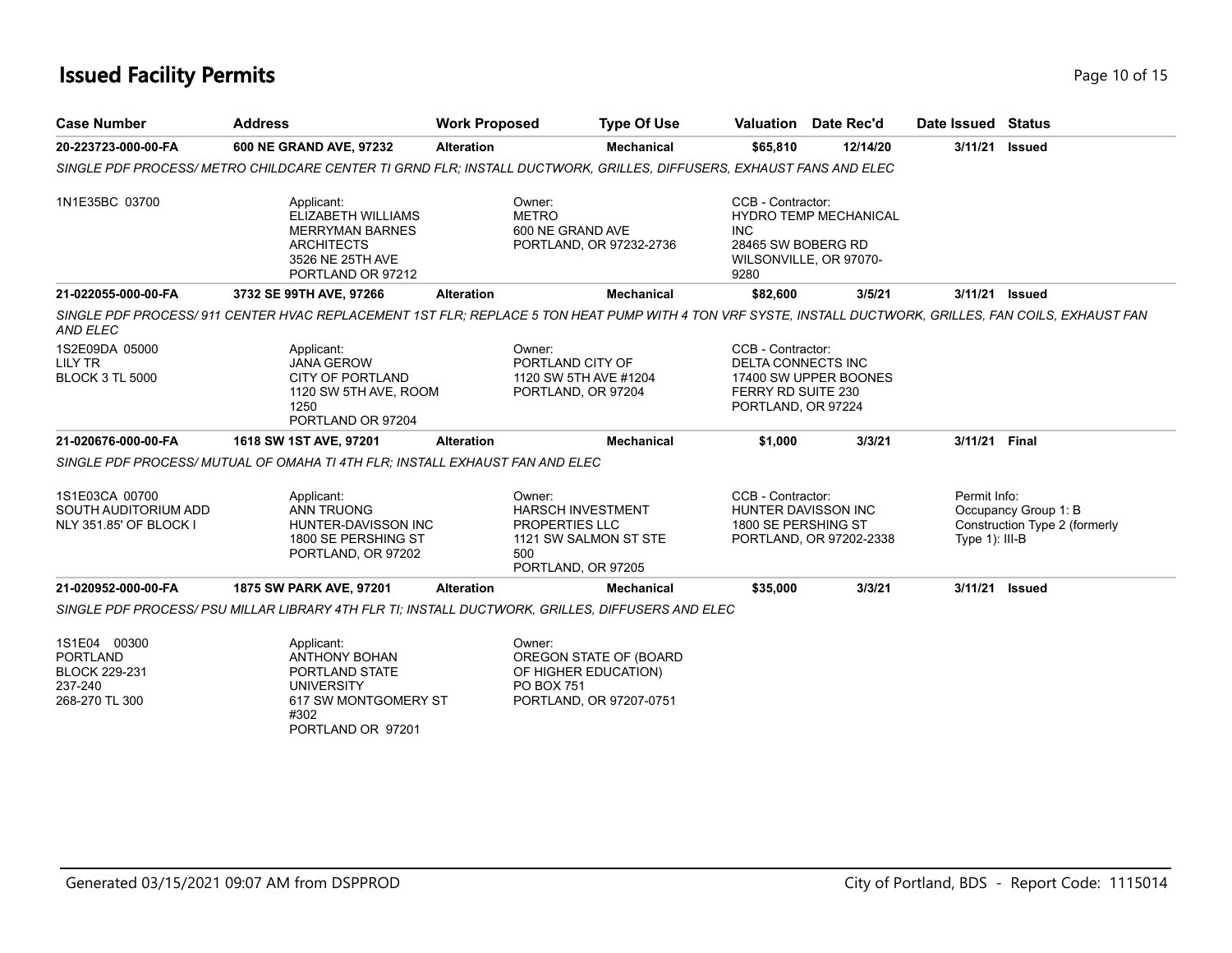# Issued Facility Permits

| Case Number | Address | Work Proposed | Type Of Use | Valuation | Date Rec'd | Date Issued | Status |
|---|---|---|---|---|---|---|---|
| **20-223723-000-00-FA** | **600 NE GRAND AVE, 97232** | **Alteration** | **Mechanical** | **$65,810** | **12/14/20** | **3/11/21** | **Issued** |

*SINGLE PDF PROCESS/ METRO CHILDCARE CENTER TI GRND FLR; INSTALL DUCTWORK, GRILLES, DIFFUSERS, EXHAUST FANS AND ELEC*

1N1E35BC 03700

Applicant:
ELIZABETH WILLIAMS
MERRYMAN BARNES ARCHITECTS
3526 NE 25TH AVE
PORTLAND OR 97212

Owner:
METRO
600 NE GRAND AVE
PORTLAND, OR 97232-2736

CCB - Contractor:
HYDRO TEMP MECHANICAL INC
28465 SW BOBERG RD
WILSONVILLE, OR 97070-9280

| Case Number | Address | Work Proposed | Type Of Use | Valuation | Date Rec'd | Date Issued | Status |
|---|---|---|---|---|---|---|---|
| **21-022055-000-00-FA** | **3732 SE 99TH AVE, 97266** | **Alteration** | **Mechanical** | **$82,600** | **3/5/21** | **3/11/21** | **Issued** |

*SINGLE PDF PROCESS/ 911 CENTER HVAC REPLACEMENT 1ST FLR; REPLACE 5 TON HEAT PUMP WITH 4 TON VRF SYSTE, INSTALL DUCTWORK, GRILLES, FAN COILS, EXHAUST FAN AND ELEC*

1S2E09DA 05000
LILY TR
BLOCK 3 TL 5000

Applicant:
JANA GEROW
CITY OF PORTLAND
1120 SW 5TH AVE, ROOM 1250
PORTLAND OR 97204

Owner:
PORTLAND CITY OF
1120 SW 5TH AVE #1204
PORTLAND, OR 97204

CCB - Contractor:
DELTA CONNECTS INC
17400 SW UPPER BOONES FERRY RD SUITE 230
PORTLAND, OR 97224

| Case Number | Address | Work Proposed | Type Of Use | Valuation | Date Rec'd | Date Issued | Status |
|---|---|---|---|---|---|---|---|
| **21-020676-000-00-FA** | **1618 SW 1ST AVE, 97201** | **Alteration** | **Mechanical** | **$1,000** | **3/3/21** | **3/11/21** | **Final** |

*SINGLE PDF PROCESS/ MUTUAL OF OMAHA TI 4TH FLR; INSTALL EXHAUST FAN AND ELEC*

1S1E03CA 00700
SOUTH AUDITORIUM ADD
NLY 351.85' OF BLOCK I

Applicant:
ANN TRUONG
HUNTER-DAVISSON INC
1800 SE PERSHING ST
PORTLAND, OR 97202

Owner:
HARSCH INVESTMENT PROPERTIES LLC
1121 SW SALMON ST STE 500
PORTLAND, OR 97205

CCB - Contractor:
HUNTER DAVISSON INC
1800 SE PERSHING ST
PORTLAND, OR 97202-2338

Permit Info:
Occupancy Group 1: B
Construction Type 2 (formerly Type 1): III-B

| Case Number | Address | Work Proposed | Type Of Use | Valuation | Date Rec'd | Date Issued | Status |
|---|---|---|---|---|---|---|---|
| **21-020952-000-00-FA** | **1875 SW PARK AVE, 97201** | **Alteration** | **Mechanical** | **$35,000** | **3/3/21** | **3/11/21** | **Issued** |

*SINGLE PDF PROCESS/ PSU MILLAR LIBRARY 4TH FLR TI; INSTALL DUCTWORK, GRILLES, DIFFUSERS AND ELEC*

1S1E04 00300
PORTLAND
BLOCK 229-231
237-240
268-270 TL 300

Applicant:
ANTHONY BOHAN
PORTLAND STATE UNIVERSITY
617 SW MONTGOMERY ST #302
PORTLAND OR 97201

Owner:
OREGON STATE OF (BOARD OF HIGHER EDUCATION)
PO BOX 751
PORTLAND, OR 97207-0751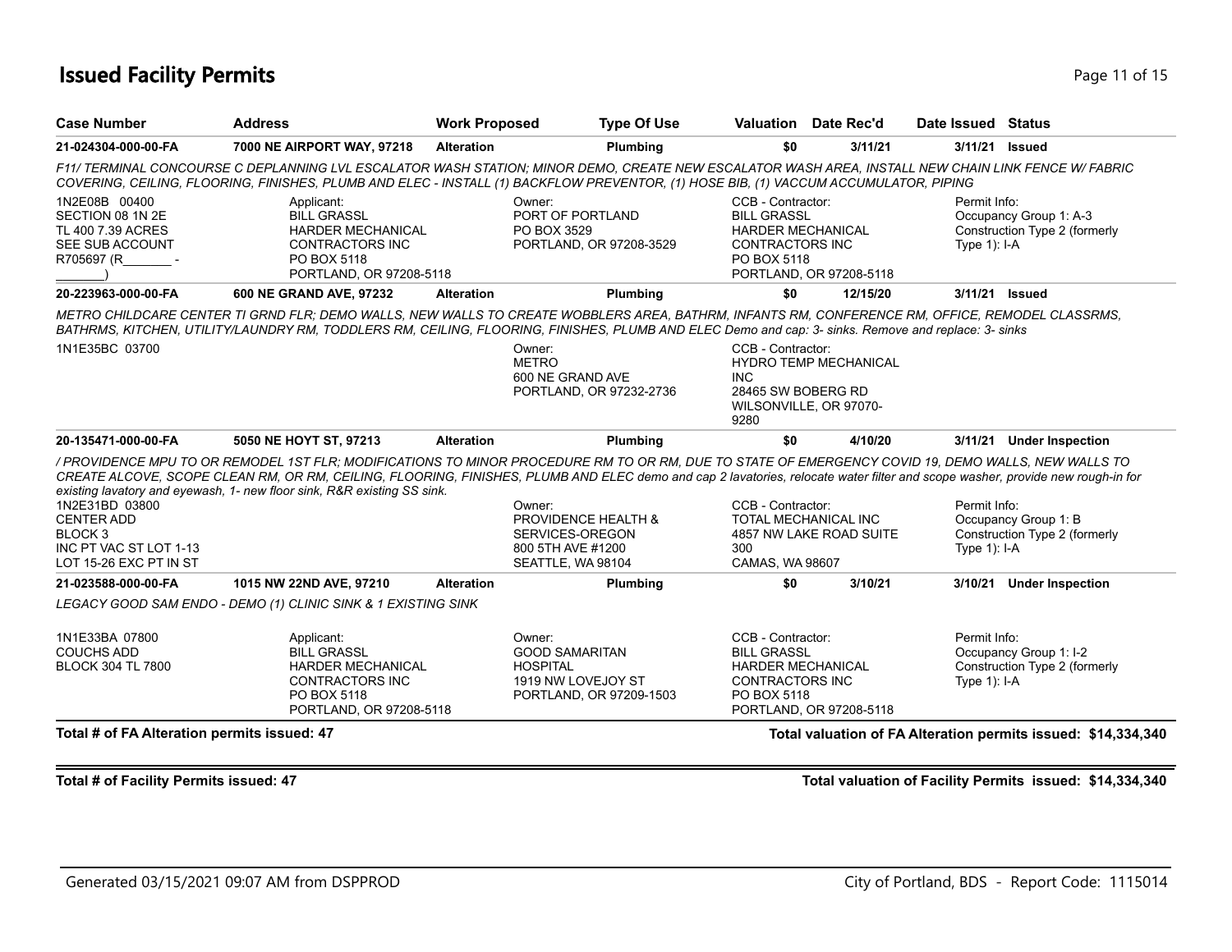# Issued Facility Permits

| Case Number | Address | Work Proposed | Type Of Use | Valuation | Date Rec'd | Date Issued | Status |
|---|---|---|---|---|---|---|---|
| 21-024304-000-00-FA | 7000 NE AIRPORT WAY, 97218 | Alteration | Plumbing | $0 | 3/11/21 | 3/11/21 | Issued |

*F11/ TERMINAL CONCOURSE C DEPLANNING LVL ESCALATOR WASH STATION; MINOR DEMO, CREATE NEW ESCALATOR WASH AREA, INSTALL NEW CHAIN LINK FENCE W/ FABRIC COVERING, CEILING, FLOORING, FINISHES, PLUMB AND ELEC - INSTALL (1) BACKFLOW PREVENTOR, (1) HOSE BIB, (1) VACCUM ACCUMULATOR, PIPING*

1N2E08B 00400
SECTION 08 1N 2E
TL 400 7.39 ACRES
SEE SUB ACCOUNT
R705697 (R_______ - _______)

Applicant:
BILL GRASSL
HARDER MECHANICAL CONTRACTORS INC
PO BOX 5118
PORTLAND, OR 97208-5118

Owner:
PORT OF PORTLAND
PO BOX 3529
PORTLAND, OR 97208-3529

CCB - Contractor:
BILL GRASSL
HARDER MECHANICAL CONTRACTORS INC
PO BOX 5118
PORTLAND, OR 97208-5118

Permit Info:
Occupancy Group 1: A-3
Construction Type 2 (formerly Type 1): I-A

| Case Number | Address | Work Proposed | Type Of Use | Valuation | Date Rec'd | Date Issued | Status |
|---|---|---|---|---|---|---|---|
| 20-223963-000-00-FA | 600 NE GRAND AVE, 97232 | Alteration | Plumbing | $0 | 12/15/20 | 3/11/21 | Issued |

*METRO CHILDCARE CENTER TI GRND FLR; DEMO WALLS, NEW WALLS TO CREATE WOBBLERS AREA, BATHRM, INFANTS RM, CONFERENCE RM, OFFICE, REMODEL CLASSRMS, BATHRMS, KITCHEN, UTILITY/LAUNDRY RM, TODDLERS RM, CEILING, FLOORING, FINISHES, PLUMB AND ELEC Demo and cap: 3- sinks. Remove and replace: 3- sinks*

1N1E35BC 03700

Owner:
METRO
600 NE GRAND AVE
PORTLAND, OR 97232-2736

CCB - Contractor:
HYDRO TEMP MECHANICAL INC
28465 SW BOBERG RD
WILSONVILLE, OR 97070-9280

| Case Number | Address | Work Proposed | Type Of Use | Valuation | Date Rec'd | Date Issued | Status |
|---|---|---|---|---|---|---|---|
| 20-135471-000-00-FA | 5050 NE HOYT ST, 97213 | Alteration | Plumbing | $0 | 4/10/20 | 3/11/21 | Under Inspection |

*/ PROVIDENCE MPU TO OR REMODEL 1ST FLR; MODIFICATIONS TO MINOR PROCEDURE RM TO OR RM, DUE TO STATE OF EMERGENCY COVID 19, DEMO WALLS, NEW WALLS TO CREATE ALCOVE, SCOPE CLEAN RM, OR RM, CEILING, FLOORING, FINISHES, PLUMB AND ELEC demo and cap 2 lavatories, relocate water filter and scope washer, provide new rough-in for existing lavatory and eyewash, 1- new floor sink, R&R existing SS sink.*

1N2E31BD 03800
CENTER ADD
BLOCK 3
INC PT VAC ST LOT 1-13
LOT 15-26 EXC PT IN ST

Owner:
PROVIDENCE HEALTH & SERVICES-OREGON
800 5TH AVE #1200
SEATTLE, WA 98104

CCB - Contractor:
TOTAL MECHANICAL INC
4857 NW LAKE ROAD SUITE 300
CAMAS, WA 98607

Permit Info:
Occupancy Group 1: B
Construction Type 2 (formerly Type 1): I-A

| Case Number | Address | Work Proposed | Type Of Use | Valuation | Date Rec'd | Date Issued | Status |
|---|---|---|---|---|---|---|---|
| 21-023588-000-00-FA | 1015 NW 22ND AVE, 97210 | Alteration | Plumbing | $0 | 3/10/21 | 3/10/21 | Under Inspection |

*LEGACY GOOD SAM ENDO - DEMO (1) CLINIC SINK & 1 EXISTING SINK*

1N1E33BA 07800
COUCHS ADD
BLOCK 304 TL 7800

Applicant:
BILL GRASSL
HARDER MECHANICAL CONTRACTORS INC
PO BOX 5118
PORTLAND, OR 97208-5118

Owner:
GOOD SAMARITAN HOSPITAL
1919 NW LOVEJOY ST
PORTLAND, OR 97209-1503

CCB - Contractor:
BILL GRASSL
HARDER MECHANICAL CONTRACTORS INC
PO BOX 5118
PORTLAND, OR 97208-5118

Permit Info:
Occupancy Group 1: I-2
Construction Type 2 (formerly Type 1): I-A

**Total # of FA Alteration permits issued: 47**

**Total valuation of FA Alteration permits issued: $14,334,340**

**Total # of Facility Permits issued: 47**

**Total valuation of Facility Permits issued: $14,334,340**

Generated 03/15/2021 09:07 AM from DSPPROD

City of Portland, BDS - Report Code: 1115014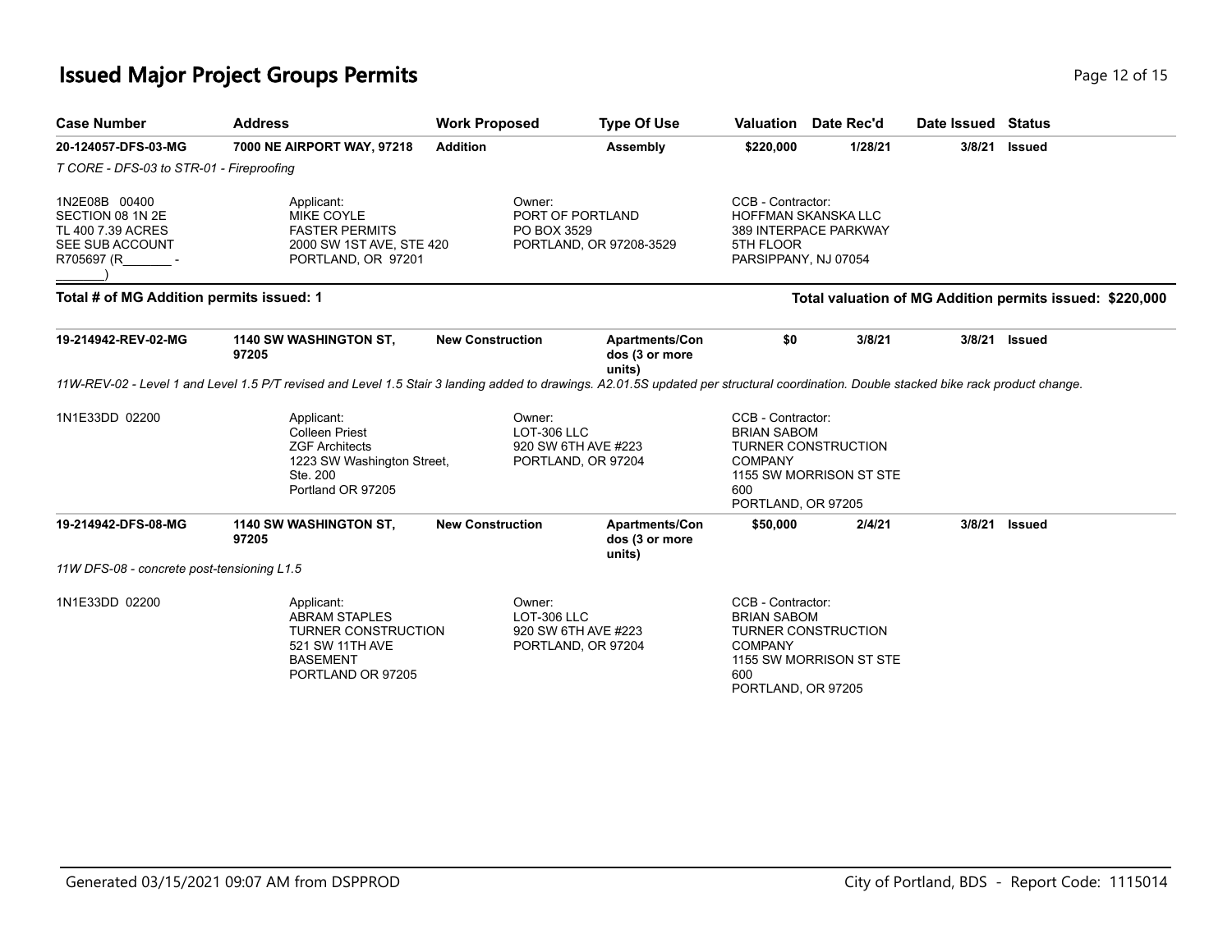# Issued Major Project Groups Permits

| Case Number | Address | Work Proposed | Type Of Use | Valuation | Date Rec'd | Date Issued | Status |
|---|---|---|---|---|---|---|---|
| **20-124057-DFS-03-MG** | **7000 NE AIRPORT WAY, 97218** | **Addition** | **Assembly** | **$220,000** | **1/28/21** | **3/8/21** | **Issued** |

*T CORE - DFS-03 to STR-01 - Fireproofing*

1N2E08B 00400
SECTION 08 1N 2E
TL 400 7.39 ACRES
SEE SUB ACCOUNT
R705697 (R_______ - _______)

Applicant:
MIKE COYLE
FASTER PERMITS
2000 SW 1ST AVE, STE 420
PORTLAND, OR 97201

Owner:
PORT OF PORTLAND
PO BOX 3529
PORTLAND, OR 97208-3529

CCB - Contractor:
HOFFMAN SKANSKA LLC
389 INTERPACE PARKWAY
5TH FLOOR
PARSIPPANY, NJ 07054

**Total # of MG Addition permits issued: 1**

**Total valuation of MG Addition permits issued: $220,000**

| Case Number | Address | Work Proposed | Type Of Use | Valuation | Date Rec'd | Date Issued | Status |
|---|---|---|---|---|---|---|---|
| **19-214942-REV-02-MG** | **1140 SW WASHINGTON ST, 97205** | **New Construction** | **Apartments/Condos (3 or more units)** | **$0** | **3/8/21** | **3/8/21** | **Issued** |

*11W-REV-02 - Level 1 and Level 1.5 P/T revised and Level 1.5 Stair 3 landing added to drawings. A2.01.5S updated per structural coordination. Double stacked bike rack product change.*

1N1E33DD 02200

Applicant:
Colleen Priest
ZGF Architects
1223 SW Washington Street, Ste. 200
Portland OR 97205

Owner:
LOT-306 LLC
920 SW 6TH AVE #223
PORTLAND, OR 97204

CCB - Contractor:
BRIAN SABOM
TURNER CONSTRUCTION COMPANY
1155 SW MORRISON ST STE 600
PORTLAND, OR 97205

| Case Number | Address | Work Proposed | Type Of Use | Valuation | Date Rec'd | Date Issued | Status |
|---|---|---|---|---|---|---|---|
| **19-214942-DFS-08-MG** | **1140 SW WASHINGTON ST, 97205** | **New Construction** | **Apartments/Condos (3 or more units)** | **$50,000** | **2/4/21** | **3/8/21** | **Issued** |

*11W DFS-08 - concrete post-tensioning L1.5*

1N1E33DD 02200

Applicant:
ABRAM STAPLES
TURNER CONSTRUCTION
521 SW 11TH AVE
BASEMENT
PORTLAND OR 97205

Owner:
LOT-306 LLC
920 SW 6TH AVE #223
PORTLAND, OR 97204

CCB - Contractor:
BRIAN SABOM
TURNER CONSTRUCTION COMPANY
1155 SW MORRISON ST STE 600
PORTLAND, OR 97205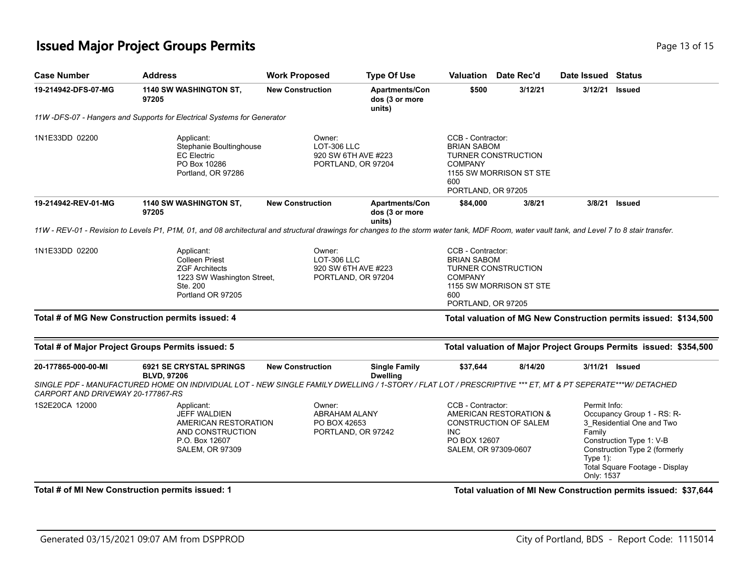# Issued Major Project Groups Permits

| Case Number | Address | Work Proposed | Type Of Use | Valuation | Date Rec'd | Date Issued | Status |
|---|---|---|---|---|---|---|---|
| **19-214942-DFS-07-MG** | **1140 SW WASHINGTON ST, 97205** | **New Construction** | **Apartments/Condos (3 or more units)** | **$500** | **3/12/21** | **3/12/21** | **Issued** |

*11W -DFS-07 - Hangers and Supports for Electrical Systems for Generator*

1N1E33DD 02200

Applicant:
Stephanie Boultinghouse
EC Electric
PO Box 10286
Portland, OR 97286

Owner:
LOT-306 LLC
920 SW 6TH AVE #223
PORTLAND, OR 97204

CCB - Contractor:
BRIAN SABOM
TURNER CONSTRUCTION COMPANY
1155 SW MORRISON ST STE 600
PORTLAND, OR 97205

| Case Number | Address | Work Proposed | Type Of Use | Valuation | Date Rec'd | Date Issued | Status |
|---|---|---|---|---|---|---|---|
| **19-214942-REV-01-MG** | **1140 SW WASHINGTON ST, 97205** | **New Construction** | **Apartments/Condos (3 or more units)** | **$84,000** | **3/8/21** | **3/8/21** | **Issued** |

*11W - REV-01 - Revision to Levels P1, P1M, 01, and 08 architectural and structural drawings for changes to the storm water tank, MDF Room, water vault tank, and Level 7 to 8 stair transfer.*

1N1E33DD 02200

Applicant:
Colleen Priest
ZGF Architects
1223 SW Washington Street, Ste. 200
Portland OR 97205

Owner:
LOT-306 LLC
920 SW 6TH AVE #223
PORTLAND, OR 97204

CCB - Contractor:
BRIAN SABOM
TURNER CONSTRUCTION COMPANY
1155 SW MORRISON ST STE 600
PORTLAND, OR 97205

**Total # of MG New Construction permits issued: 4** — **Total valuation of MG New Construction permits issued: $134,500**

**Total # of Major Project Groups Permits issued: 5** — **Total valuation of Major Project Groups Permits issued: $354,500**

| Case Number | Address | Work Proposed | Type Of Use | Valuation | Date Rec'd | Date Issued | Status |
|---|---|---|---|---|---|---|---|
| **20-177865-000-00-MI** | **6921 SE CRYSTAL SPRINGS BLVD, 97206** | **New Construction** | **Single Family Dwelling** | **$37,644** | **8/14/20** | **3/11/21** | **Issued** |

*SINGLE PDF - MANUFACTURED HOME ON INDIVIDUAL LOT - NEW SINGLE FAMILY DWELLING / 1-STORY / FLAT LOT / PRESCRIPTIVE *** ET, MT & PT SEPERATE***W/ DETACHED CARPORT AND DRIVEWAY 20-177867-RS*

1S2E20CA 12000

Applicant:
JEFF WALDIEN
AMERICAN RESTORATION AND CONSTRUCTION
P.O. Box 12607
SALEM, OR 97309

Owner:
ABRAHAM ALANY
PO BOX 42653
PORTLAND, OR 97242

CCB - Contractor:
AMERICAN RESTORATION & CONSTRUCTION OF SALEM INC
PO BOX 12607
SALEM, OR 97309-0607

Permit Info:
Occupancy Group 1 - RS: R-3_Residential One and Two Family
Construction Type 1: V-B
Construction Type 2 (formerly Type 1):
Total Square Footage - Display Only: 1537

**Total # of MI New Construction permits issued: 1** — **Total valuation of MI New Construction permits issued: $37,644**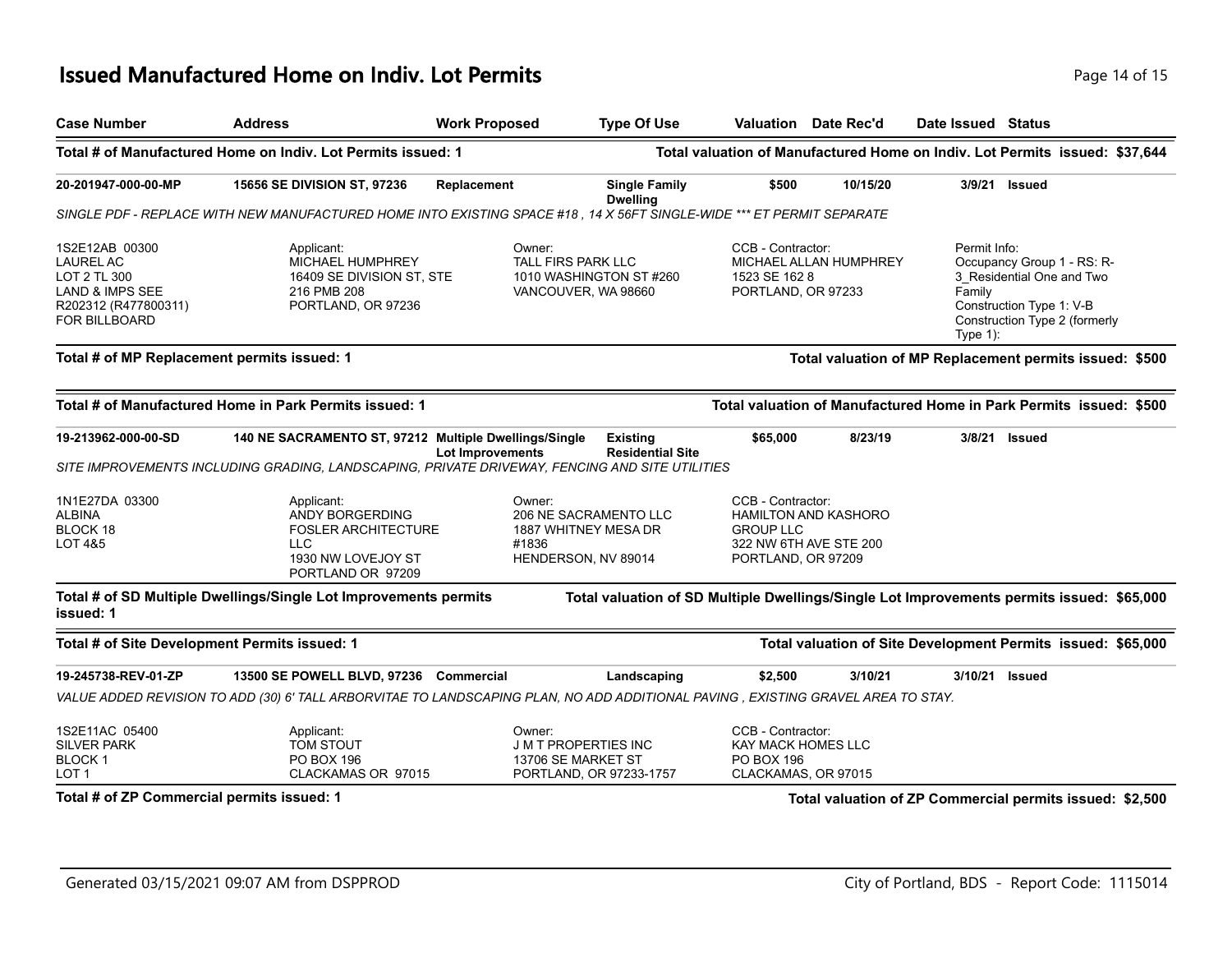# Issued Manufactured Home on Indiv. Lot Permits

| Case Number | Address | Work Proposed | Type Of Use | Valuation | Date Rec'd | Date Issued | Status |
|---|---|---|---|---|---|---|---|

**Total # of Manufactured Home on Indiv. Lot Permits issued: 1** — **Total valuation of Manufactured Home on Indiv. Lot Permits issued: $37,644**

| Case Number | Address | Work Proposed | Type Of Use | Valuation | Date Rec'd | Date Issued | Status |
|---|---|---|---|---|---|---|---|
| **20-201947-000-00-MP** | **15656 SE DIVISION ST, 97236** | **Replacement** | **Single Family Dwelling** | **$500** | **10/15/20** | **3/9/21** | **Issued** |

*SINGLE PDF - REPLACE WITH NEW MANUFACTURED HOME INTO EXISTING SPACE #18 , 14 X 56FT SINGLE-WIDE *** ET PERMIT SEPARATE*

| | Applicant: | Owner: | CCB - Contractor: | Permit Info: |
|---|---|---|---|---|
| 1S2E12AB 00300<br>LAUREL AC<br>LOT 2 TL 300<br>LAND & IMPS SEE<br>R202312 (R477800311)<br>FOR BILLBOARD | MICHAEL HUMPHREY<br>16409 SE DIVISION ST, STE 216 PMB 208<br>PORTLAND, OR 97236 | TALL FIRS PARK LLC<br>1010 WASHINGTON ST #260<br>VANCOUVER, WA 98660 | MICHAEL ALLAN HUMPHREY<br>1523 SE 162 8<br>PORTLAND, OR 97233 | Occupancy Group 1 - RS: R-3_Residential One and Two Family<br>Construction Type 1: V-B<br>Construction Type 2 (formerly Type 1): |

**Total # of MP Replacement permits issued: 1** — **Total valuation of MP Replacement permits issued: $500**

**Total # of Manufactured Home in Park Permits issued: 1** — **Total valuation of Manufactured Home in Park Permits issued: $500**

| Case Number | Address | Work Proposed | Type Of Use | Valuation | Date Rec'd | Date Issued | Status |
|---|---|---|---|---|---|---|---|
| **19-213962-000-00-SD** | **140 NE SACRAMENTO ST, 97212** | **Multiple Dwellings/Single Lot Improvements** | **Existing Residential Site** | **$65,000** | **8/23/19** | **3/8/21** | **Issued** |

*SITE IMPROVEMENTS INCLUDING GRADING, LANDSCAPING, PRIVATE DRIVEWAY, FENCING AND SITE UTILITIES*

| | Applicant: | Owner: | CCB - Contractor: |
|---|---|---|---|
| 1N1E27DA 03300<br>ALBINA<br>BLOCK 18<br>LOT 4&5 | ANDY BORGERDING<br>FOSLER ARCHITECTURE LLC<br>1930 NW LOVEJOY ST<br>PORTLAND OR 97209 | 206 NE SACRAMENTO LLC<br>1887 WHITNEY MESA DR #1836<br>HENDERSON, NV 89014 | HAMILTON AND KASHORO GROUP LLC<br>322 NW 6TH AVE STE 200<br>PORTLAND, OR 97209 |

**Total # of SD Multiple Dwellings/Single Lot Improvements permits issued: 1** — **Total valuation of SD Multiple Dwellings/Single Lot Improvements permits issued: $65,000**

**Total # of Site Development Permits issued: 1** — **Total valuation of Site Development Permits issued: $65,000**

| Case Number | Address | Work Proposed | Type Of Use | Valuation | Date Rec'd | Date Issued | Status |
|---|---|---|---|---|---|---|---|
| **19-245738-REV-01-ZP** | **13500 SE POWELL BLVD, 97236** | **Commercial** | **Landscaping** | **$2,500** | **3/10/21** | **3/10/21** | **Issued** |

*VALUE ADDED REVISION TO ADD (30) 6' TALL ARBORVITAE TO LANDSCAPING PLAN, NO ADD ADDITIONAL PAVING , EXISTING GRAVEL AREA TO STAY.*

| | Applicant: | Owner: | CCB - Contractor: |
|---|---|---|---|
| 1S2E11AC 05400<br>SILVER PARK<br>BLOCK 1<br>LOT 1 | TOM STOUT<br>PO BOX 196<br>CLACKAMAS OR 97015 | J M T PROPERTIES INC<br>13706 SE MARKET ST<br>PORTLAND, OR 97233-1757 | KAY MACK HOMES LLC<br>PO BOX 196<br>CLACKAMAS, OR 97015 |

**Total # of ZP Commercial permits issued: 1** — **Total valuation of ZP Commercial permits issued: $2,500**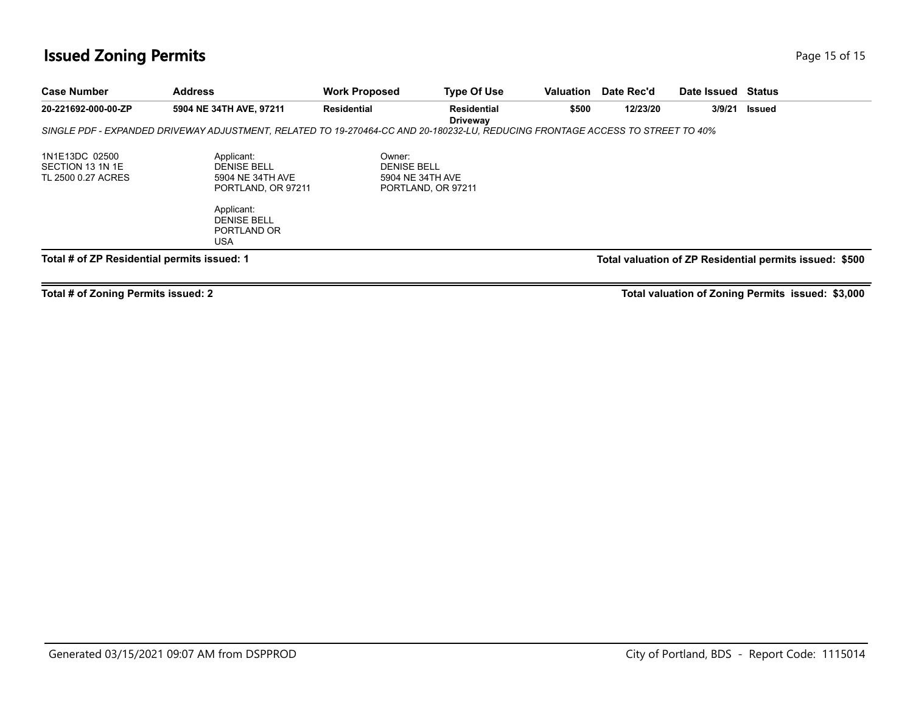# Issued Zoning Permits

| Case Number | Address | Work Proposed | Type Of Use | Valuation | Date Rec'd | Date Issued | Status |
|---|---|---|---|---|---|---|---|
| **20-221692-000-00-ZP** | **5904 NE 34TH AVE, 97211** | **Residential** | **Residential Driveway** | **$500** | **12/23/20** | **3/9/21** | **Issued** |

*SINGLE PDF - EXPANDED DRIVEWAY ADJUSTMENT, RELATED TO 19-270464-CC AND 20-180232-LU, REDUCING FRONTAGE ACCESS TO STREET TO 40%*

1N1E13DC 02500
SECTION 13 1N 1E
TL 2500 0.27 ACRES

Applicant:
DENISE BELL
5904 NE 34TH AVE
PORTLAND, OR 97211

Applicant:
DENISE BELL
PORTLAND OR
USA

Owner:
DENISE BELL
5904 NE 34TH AVE
PORTLAND, OR 97211

**Total # of ZP Residential permits issued: 1**

**Total valuation of ZP Residential permits issued: $500**

**Total # of Zoning Permits issued: 2**

**Total valuation of Zoning Permits issued: $3,000**

Generated 03/15/2021 09:07 AM from DSPPROD

City of Portland, BDS - Report Code: 1115014